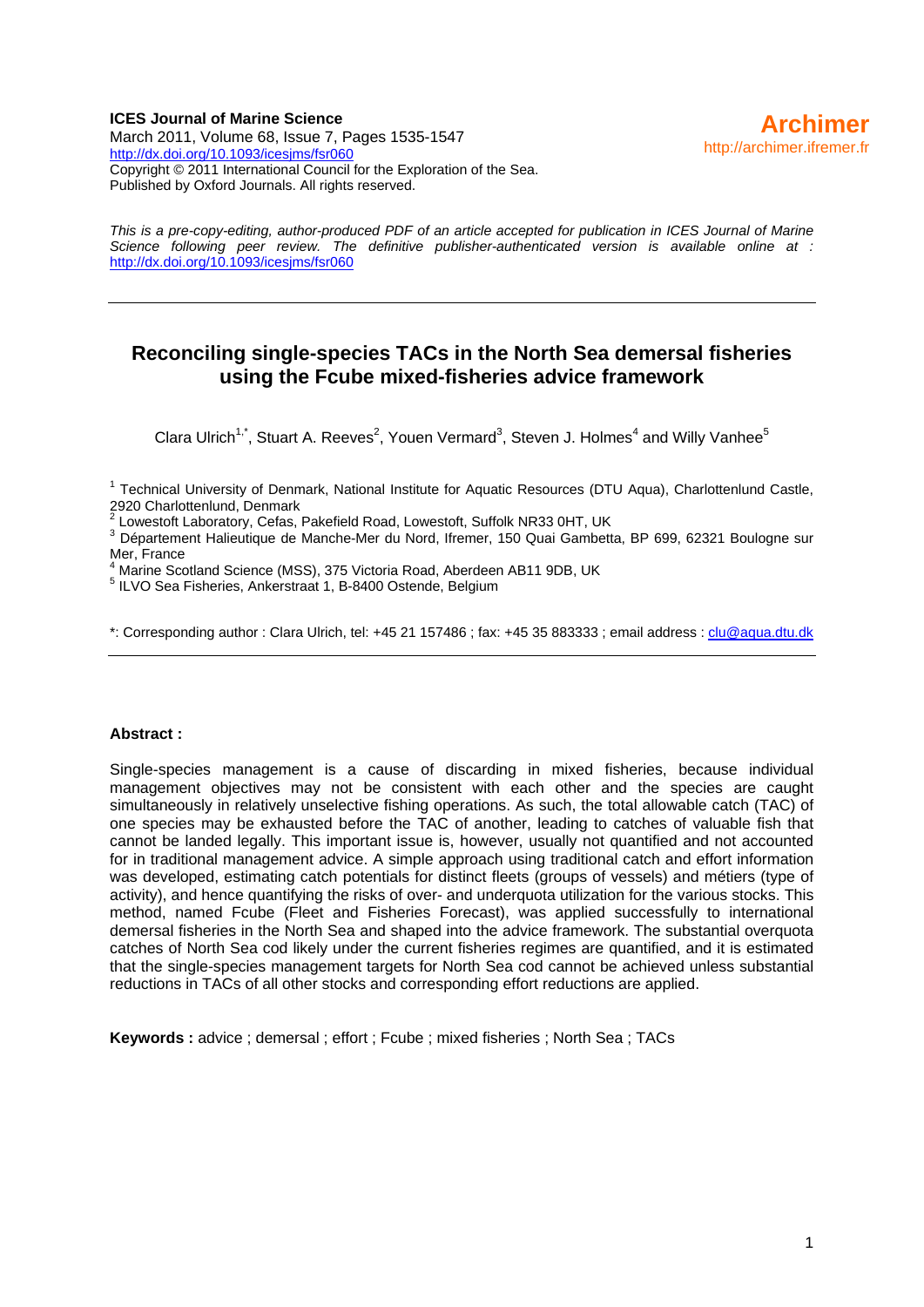**ICES Journal of Marine Science**
March 2011, Volume 68, Issue 7, Pages 1535-1547
http://dx.doi.org/10.1093/icesjms/fsr060
Copyright © 2011 International Council for the Exploration of the Sea.
Published by Oxford Journals. All rights reserved.

**Archimer**
http://archimer.ifremer.fr

*This is a pre-copy-editing, author-produced PDF of an article accepted for publication in ICES Journal of Marine Science following peer review. The definitive publisher-authenticated version is available online at : http://dx.doi.org/10.1093/icesjms/fsr060*

---

# Reconciling single-species TACs in the North Sea demersal fisheries using the Fcube mixed-fisheries advice framework

Clara Ulrich[1,*], Stuart A. Reeves[2], Youen Vermard[3], Steven J. Holmes[4] and Willy Vanhee[5]

[1] Technical University of Denmark, National Institute for Aquatic Resources (DTU Aqua), Charlottenlund Castle, 2920 Charlottenlund, Denmark
[2] Lowestoft Laboratory, Cefas, Pakefield Road, Lowestoft, Suffolk NR33 0HT, UK
[3] Département Halieutique de Manche-Mer du Nord, Ifremer, 150 Quai Gambetta, BP 699, 62321 Boulogne sur Mer, France
[4] Marine Scotland Science (MSS), 375 Victoria Road, Aberdeen AB11 9DB, UK
[5] ILVO Sea Fisheries, Ankerstraat 1, B-8400 Ostende, Belgium

*: Corresponding author : Clara Ulrich, tel: +45 21 157486 ; fax: +45 35 883333 ; email address : clu@aqua.dtu.dk

---

**Abstract :**

Single-species management is a cause of discarding in mixed fisheries, because individual management objectives may not be consistent with each other and the species are caught simultaneously in relatively unselective fishing operations. As such, the total allowable catch (TAC) of one species may be exhausted before the TAC of another, leading to catches of valuable fish that cannot be landed legally. This important issue is, however, usually not quantified and not accounted for in traditional management advice. A simple approach using traditional catch and effort information was developed, estimating catch potentials for distinct fleets (groups of vessels) and métiers (type of activity), and hence quantifying the risks of over- and underquota utilization for the various stocks. This method, named Fcube (Fleet and Fisheries Forecast), was applied successfully to international demersal fisheries in the North Sea and shaped into the advice framework. The substantial overquota catches of North Sea cod likely under the current fisheries regimes are quantified, and it is estimated that the single-species management targets for North Sea cod cannot be achieved unless substantial reductions in TACs of all other stocks and corresponding effort reductions are applied.

**Keywords :** advice ; demersal ; effort ; Fcube ; mixed fisheries ; North Sea ; TACs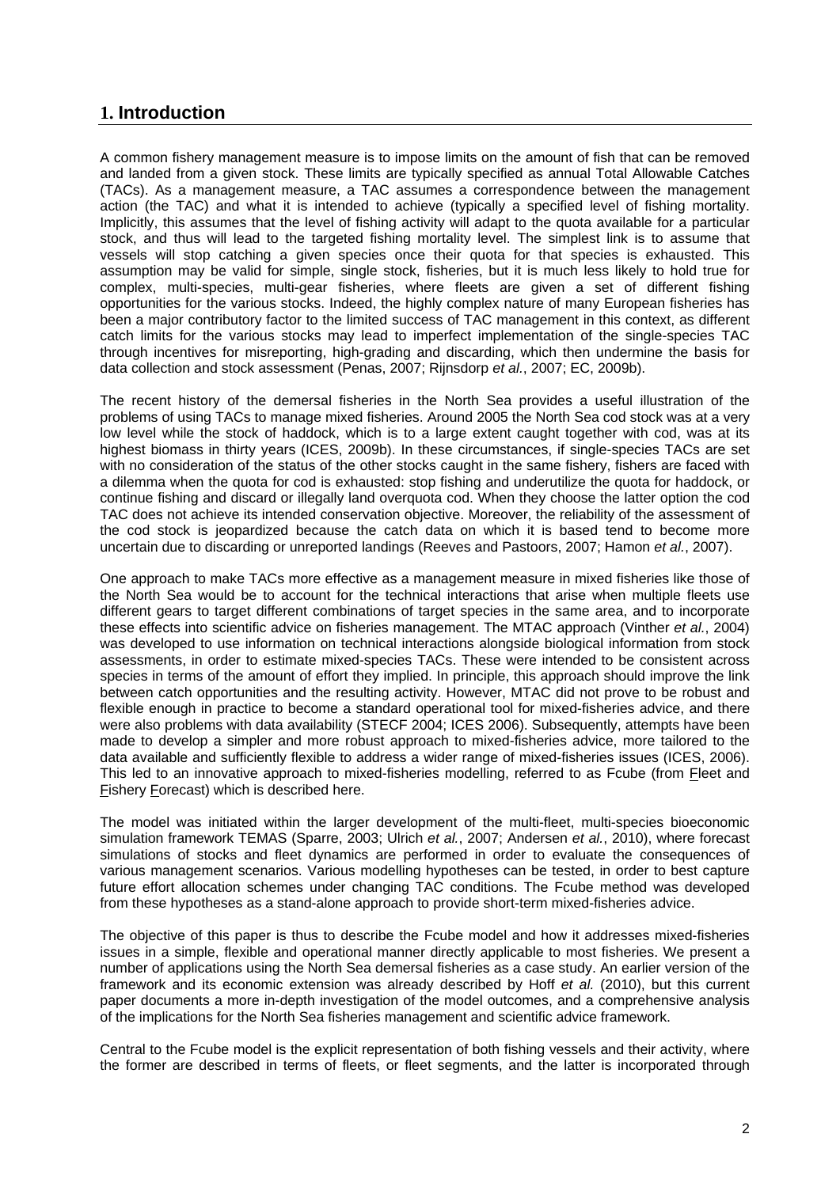## 1. Introduction

A common fishery management measure is to impose limits on the amount of fish that can be removed and landed from a given stock. These limits are typically specified as annual Total Allowable Catches (TACs). As a management measure, a TAC assumes a correspondence between the management action (the TAC) and what it is intended to achieve (typically a specified level of fishing mortality. Implicitly, this assumes that the level of fishing activity will adapt to the quota available for a particular stock, and thus will lead to the targeted fishing mortality level. The simplest link is to assume that vessels will stop catching a given species once their quota for that species is exhausted. This assumption may be valid for simple, single stock, fisheries, but it is much less likely to hold true for complex, multi-species, multi-gear fisheries, where fleets are given a set of different fishing opportunities for the various stocks. Indeed, the highly complex nature of many European fisheries has been a major contributory factor to the limited success of TAC management in this context, as different catch limits for the various stocks may lead to imperfect implementation of the single-species TAC through incentives for misreporting, high-grading and discarding, which then undermine the basis for data collection and stock assessment (Penas, 2007; Rijnsdorp *et al.*, 2007; EC, 2009b).

The recent history of the demersal fisheries in the North Sea provides a useful illustration of the problems of using TACs to manage mixed fisheries. Around 2005 the North Sea cod stock was at a very low level while the stock of haddock, which is to a large extent caught together with cod, was at its highest biomass in thirty years (ICES, 2009b). In these circumstances, if single-species TACs are set with no consideration of the status of the other stocks caught in the same fishery, fishers are faced with a dilemma when the quota for cod is exhausted: stop fishing and underutilize the quota for haddock, or continue fishing and discard or illegally land overquota cod. When they choose the latter option the cod TAC does not achieve its intended conservation objective. Moreover, the reliability of the assessment of the cod stock is jeopardized because the catch data on which it is based tend to become more uncertain due to discarding or unreported landings (Reeves and Pastoors, 2007; Hamon *et al.*, 2007).

One approach to make TACs more effective as a management measure in mixed fisheries like those of the North Sea would be to account for the technical interactions that arise when multiple fleets use different gears to target different combinations of target species in the same area, and to incorporate these effects into scientific advice on fisheries management. The MTAC approach (Vinther *et al.*, 2004) was developed to use information on technical interactions alongside biological information from stock assessments, in order to estimate mixed-species TACs. These were intended to be consistent across species in terms of the amount of effort they implied. In principle, this approach should improve the link between catch opportunities and the resulting activity. However, MTAC did not prove to be robust and flexible enough in practice to become a standard operational tool for mixed-fisheries advice, and there were also problems with data availability (STECF 2004; ICES 2006). Subsequently, attempts have been made to develop a simpler and more robust approach to mixed-fisheries advice, more tailored to the data available and sufficiently flexible to address a wider range of mixed-fisheries issues (ICES, 2006). This led to an innovative approach to mixed-fisheries modelling, referred to as Fcube (from Fleet and Fishery Forecast) which is described here.

The model was initiated within the larger development of the multi-fleet, multi-species bioeconomic simulation framework TEMAS (Sparre, 2003; Ulrich *et al.*, 2007; Andersen *et al.*, 2010), where forecast simulations of stocks and fleet dynamics are performed in order to evaluate the consequences of various management scenarios. Various modelling hypotheses can be tested, in order to best capture future effort allocation schemes under changing TAC conditions. The Fcube method was developed from these hypotheses as a stand-alone approach to provide short-term mixed-fisheries advice.

The objective of this paper is thus to describe the Fcube model and how it addresses mixed-fisheries issues in a simple, flexible and operational manner directly applicable to most fisheries. We present a number of applications using the North Sea demersal fisheries as a case study. An earlier version of the framework and its economic extension was already described by Hoff *et al.* (2010), but this current paper documents a more in-depth investigation of the model outcomes, and a comprehensive analysis of the implications for the North Sea fisheries management and scientific advice framework.

Central to the Fcube model is the explicit representation of both fishing vessels and their activity, where the former are described in terms of fleets, or fleet segments, and the latter is incorporated through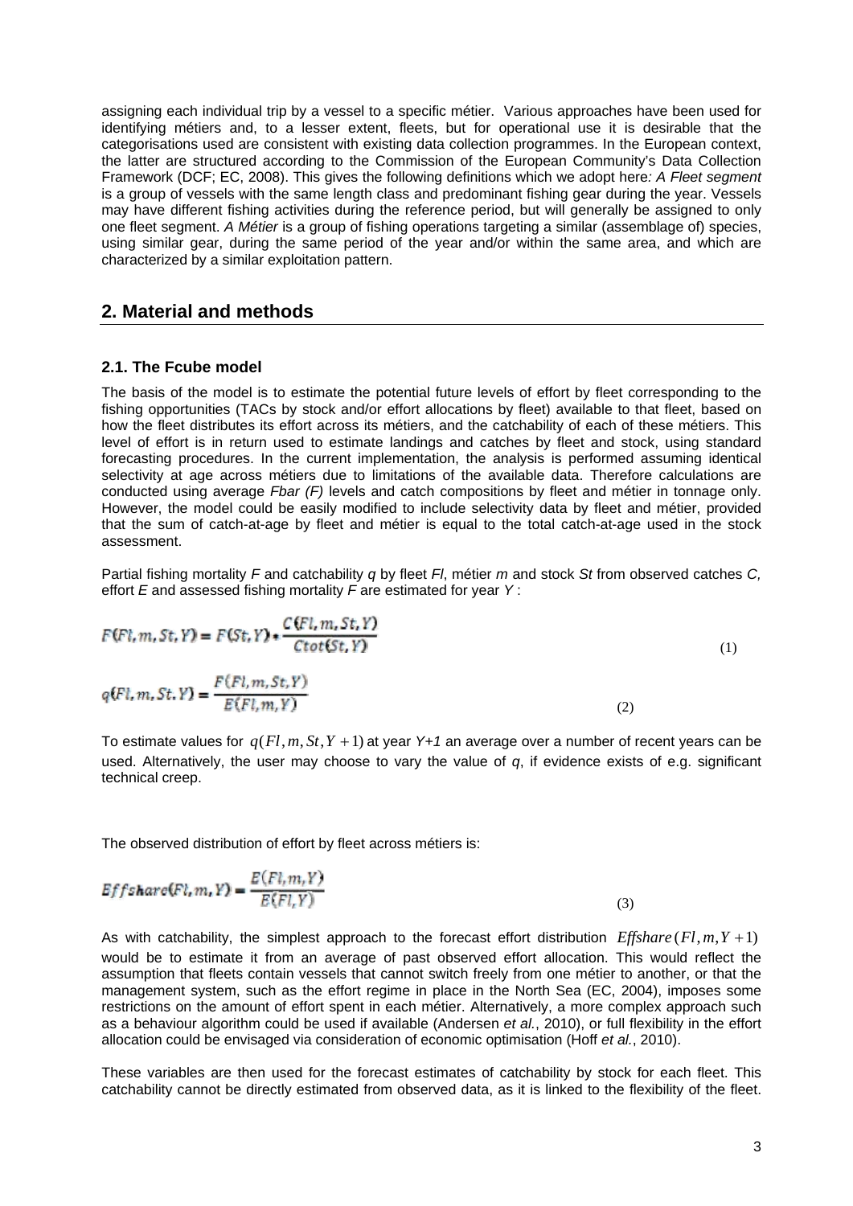assigning each individual trip by a vessel to a specific métier. Various approaches have been used for identifying métiers and, to a lesser extent, fleets, but for operational use it is desirable that the categorisations used are consistent with existing data collection programmes. In the European context, the latter are structured according to the Commission of the European Community's Data Collection Framework (DCF; EC, 2008). This gives the following definitions which we adopt here*: A Fleet segment* is a group of vessels with the same length class and predominant fishing gear during the year. Vessels may have different fishing activities during the reference period, but will generally be assigned to only one fleet segment. *A Métier* is a group of fishing operations targeting a similar (assemblage of) species, using similar gear, during the same period of the year and/or within the same area, and which are characterized by a similar exploitation pattern.

## 2. Material and methods

### 2.1. The Fcube model

The basis of the model is to estimate the potential future levels of effort by fleet corresponding to the fishing opportunities (TACs by stock and/or effort allocations by fleet) available to that fleet, based on how the fleet distributes its effort across its métiers, and the catchability of each of these métiers. This level of effort is in return used to estimate landings and catches by fleet and stock, using standard forecasting procedures. In the current implementation, the analysis is performed assuming identical selectivity at age across métiers due to limitations of the available data. Therefore calculations are conducted using average *Fbar (F)* levels and catch compositions by fleet and métier in tonnage only. However, the model could be easily modified to include selectivity data by fleet and métier, provided that the sum of catch-at-age by fleet and métier is equal to the total catch-at-age used in the stock assessment.

Partial fishing mortality *F* and catchability *q* by fleet *Fl*, métier *m* and stock *St* from observed catches *C,* effort *E* and assessed fishing mortality *F* are estimated for year *Y* :

$$F(Fl,m,St,Y) = F(St,Y) * \frac{C(Fl,m,St,Y)}{Ctot(St,Y)} \tag{1}$$

$$q(Fl,m,St.Y) = \frac{F(Fl,m,St,Y)}{E(Fl,m,Y)} \tag{2}$$

To estimate values for $q(Fl,m,St,Y+1)$ at year *Y+1* an average over a number of recent years can be used. Alternatively, the user may choose to vary the value of *q*, if evidence exists of e.g. significant technical creep.

The observed distribution of effort by fleet across métiers is:

$$Effshare(Fl,m,Y) = \frac{E(Fl,m,Y)}{E(Fl,Y)} \tag{3}$$

As with catchability, the simplest approach to the forecast effort distribution $Effshare(Fl,m,Y+1)$ would be to estimate it from an average of past observed effort allocation. This would reflect the assumption that fleets contain vessels that cannot switch freely from one métier to another, or that the management system, such as the effort regime in place in the North Sea (EC, 2004), imposes some restrictions on the amount of effort spent in each métier. Alternatively, a more complex approach such as a behaviour algorithm could be used if available (Andersen *et al.*, 2010), or full flexibility in the effort allocation could be envisaged via consideration of economic optimisation (Hoff *et al.*, 2010).

These variables are then used for the forecast estimates of catchability by stock for each fleet. This catchability cannot be directly estimated from observed data, as it is linked to the flexibility of the fleet.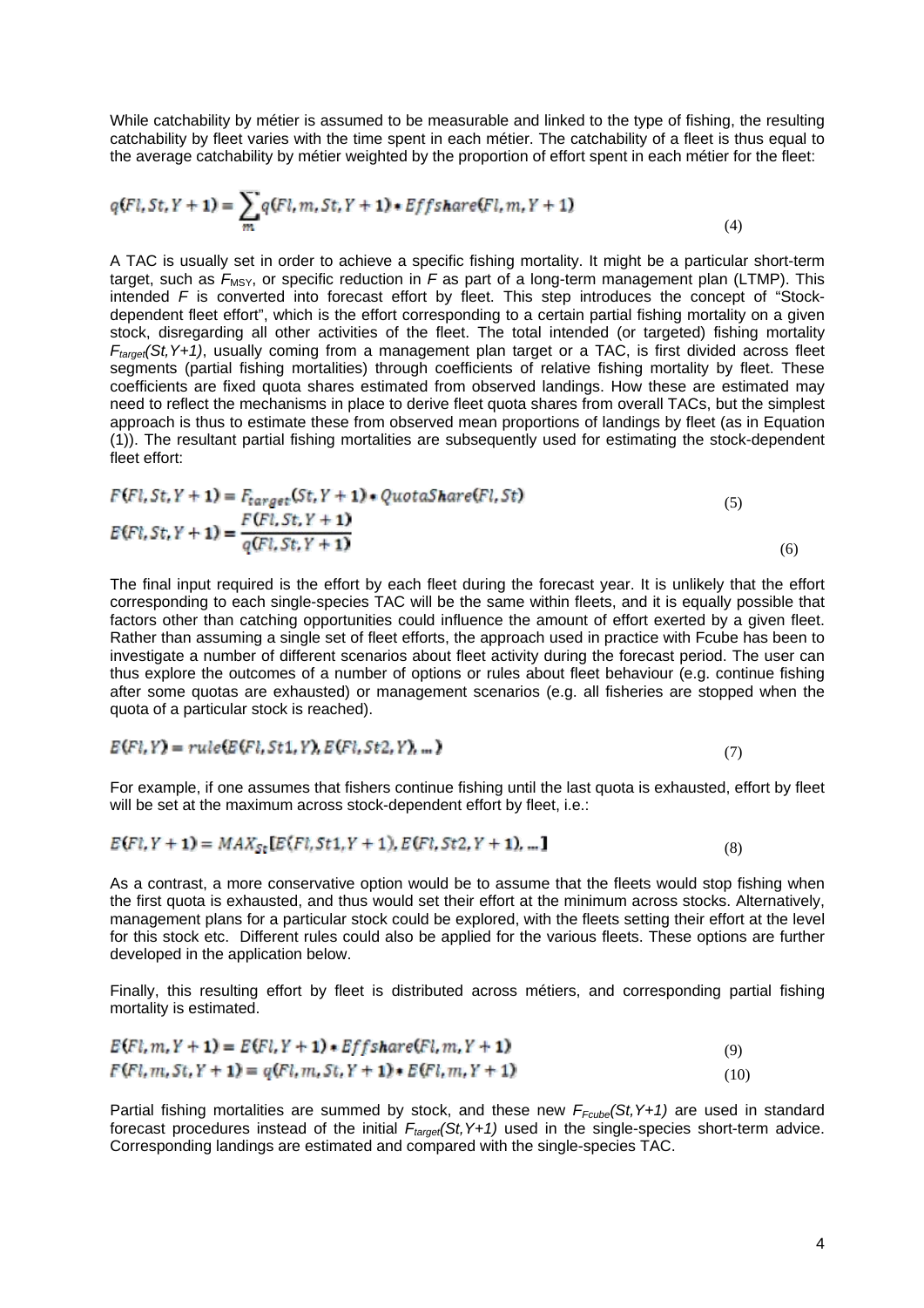While catchability by métier is assumed to be measurable and linked to the type of fishing, the resulting catchability by fleet varies with the time spent in each métier. The catchability of a fleet is thus equal to the average catchability by métier weighted by the proportion of effort spent in each métier for the fleet:

$$q(Fl,St,Y+1) = \sum_{m} q(Fl,m,St,Y+1) \cdot Effshare(Fl,m,Y+1) \tag{4}$$

A TAC is usually set in order to achieve a specific fishing mortality. It might be a particular short-term target, such as $F_{MSY}$, or specific reduction in $F$ as part of a long-term management plan (LTMP). This intended $F$ is converted into forecast effort by fleet. This step introduces the concept of "Stock-dependent fleet effort", which is the effort corresponding to a certain partial fishing mortality on a given stock, disregarding all other activities of the fleet. The total intended (or targeted) fishing mortality $F_{target}(St,Y+1)$, usually coming from a management plan target or a TAC, is first divided across fleet segments (partial fishing mortalities) through coefficients of relative fishing mortality by fleet. These coefficients are fixed quota shares estimated from observed landings. How these are estimated may need to reflect the mechanisms in place to derive fleet quota shares from overall TACs, but the simplest approach is thus to estimate these from observed mean proportions of landings by fleet (as in Equation (1)). The resultant partial fishing mortalities are subsequently used for estimating the stock-dependent fleet effort:

$$F(Fl,St,Y+1) = F_{target}(St,Y+1) \cdot QuotaShare(Fl,St) \tag{5}$$

$$E(Fl,St,Y+1) = \frac{F(Fl,St,Y+1)}{q(Fl,St,Y+1)} \tag{6}$$

The final input required is the effort by each fleet during the forecast year. It is unlikely that the effort corresponding to each single-species TAC will be the same within fleets, and it is equally possible that factors other than catching opportunities could influence the amount of effort exerted by a given fleet. Rather than assuming a single set of fleet efforts, the approach used in practice with Fcube has been to investigate a number of different scenarios about fleet activity during the forecast period. The user can thus explore the outcomes of a number of options or rules about fleet behaviour (e.g. continue fishing after some quotas are exhausted) or management scenarios (e.g. all fisheries are stopped when the quota of a particular stock is reached).

$$E(Fl,Y) = rule(E(Fl,St1,Y), E(Fl,St2,Y), \ldots) \tag{7}$$

For example, if one assumes that fishers continue fishing until the last quota is exhausted, effort by fleet will be set at the maximum across stock-dependent effort by fleet, i.e.:

$$E(Fl,Y+1) = MAX_{St}[E(Fl,St1,Y+1), E(Fl,St2,Y+1), \ldots] \tag{8}$$

As a contrast, a more conservative option would be to assume that the fleets would stop fishing when the first quota is exhausted, and thus would set their effort at the minimum across stocks. Alternatively, management plans for a particular stock could be explored, with the fleets setting their effort at the level for this stock etc. Different rules could also be applied for the various fleets. These options are further developed in the application below.

Finally, this resulting effort by fleet is distributed across métiers, and corresponding partial fishing mortality is estimated.

$$E(Fl,m,Y+1) = E(Fl,Y+1) \cdot Effshare(Fl,m,Y+1) \tag{9}$$

$$F(Fl,m,St,Y+1) = q(Fl,m,St,Y+1) \cdot E(Fl,m,Y+1) \tag{10}$$

Partial fishing mortalities are summed by stock, and these new $F_{Fcube}(St,Y+1)$ are used in standard forecast procedures instead of the initial $F_{target}(St,Y+1)$ used in the single-species short-term advice. Corresponding landings are estimated and compared with the single-species TAC.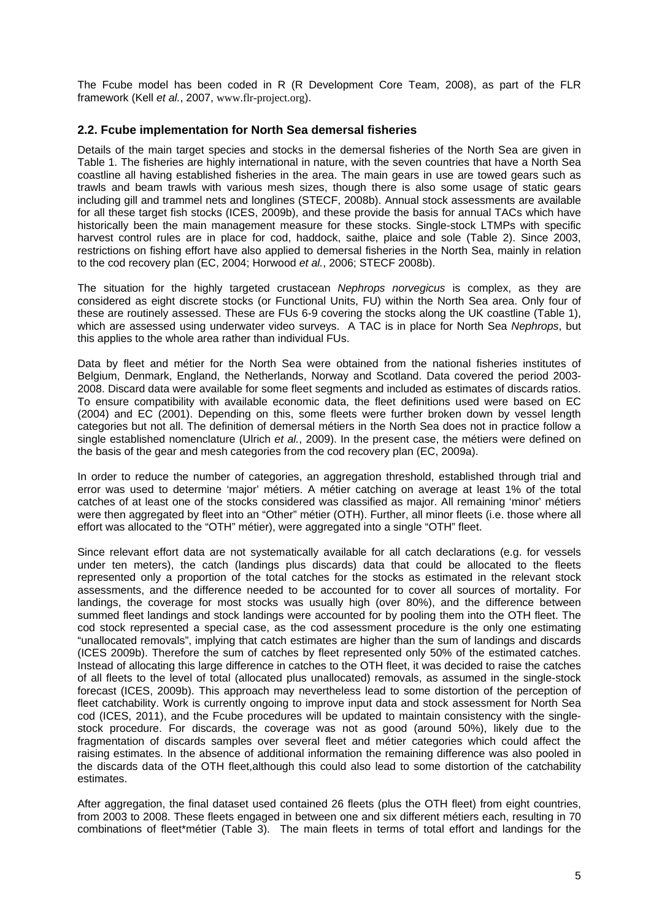The Fcube model has been coded in R (R Development Core Team, 2008), as part of the FLR framework (Kell *et al.*, 2007, www.flr-project.org).

## 2.2. Fcube implementation for North Sea demersal fisheries

Details of the main target species and stocks in the demersal fisheries of the North Sea are given in Table 1. The fisheries are highly international in nature, with the seven countries that have a North Sea coastline all having established fisheries in the area. The main gears in use are towed gears such as trawls and beam trawls with various mesh sizes, though there is also some usage of static gears including gill and trammel nets and longlines (STECF, 2008b). Annual stock assessments are available for all these target fish stocks (ICES, 2009b), and these provide the basis for annual TACs which have historically been the main management measure for these stocks. Single-stock LTMPs with specific harvest control rules are in place for cod, haddock, saithe, plaice and sole (Table 2). Since 2003, restrictions on fishing effort have also applied to demersal fisheries in the North Sea, mainly in relation to the cod recovery plan (EC, 2004; Horwood *et al.*, 2006; STECF 2008b).

The situation for the highly targeted crustacean *Nephrops norvegicus* is complex, as they are considered as eight discrete stocks (or Functional Units, FU) within the North Sea area. Only four of these are routinely assessed. These are FUs 6-9 covering the stocks along the UK coastline (Table 1), which are assessed using underwater video surveys. A TAC is in place for North Sea *Nephrops*, but this applies to the whole area rather than individual FUs.

Data by fleet and métier for the North Sea were obtained from the national fisheries institutes of Belgium, Denmark, England, the Netherlands, Norway and Scotland. Data covered the period 2003-2008. Discard data were available for some fleet segments and included as estimates of discards ratios. To ensure compatibility with available economic data, the fleet definitions used were based on EC (2004) and EC (2001). Depending on this, some fleets were further broken down by vessel length categories but not all. The definition of demersal métiers in the North Sea does not in practice follow a single established nomenclature (Ulrich *et al.*, 2009). In the present case, the métiers were defined on the basis of the gear and mesh categories from the cod recovery plan (EC, 2009a).

In order to reduce the number of categories, an aggregation threshold, established through trial and error was used to determine 'major' métiers. A métier catching on average at least 1% of the total catches of at least one of the stocks considered was classified as major. All remaining 'minor' métiers were then aggregated by fleet into an "Other" métier (OTH). Further, all minor fleets (i.e. those where all effort was allocated to the "OTH" métier), were aggregated into a single "OTH" fleet.

Since relevant effort data are not systematically available for all catch declarations (e.g. for vessels under ten meters), the catch (landings plus discards) data that could be allocated to the fleets represented only a proportion of the total catches for the stocks as estimated in the relevant stock assessments, and the difference needed to be accounted for to cover all sources of mortality. For landings, the coverage for most stocks was usually high (over 80%), and the difference between summed fleet landings and stock landings were accounted for by pooling them into the OTH fleet. The cod stock represented a special case, as the cod assessment procedure is the only one estimating "unallocated removals", implying that catch estimates are higher than the sum of landings and discards (ICES 2009b). Therefore the sum of catches by fleet represented only 50% of the estimated catches. Instead of allocating this large difference in catches to the OTH fleet, it was decided to raise the catches of all fleets to the level of total (allocated plus unallocated) removals, as assumed in the single-stock forecast (ICES, 2009b). This approach may nevertheless lead to some distortion of the perception of fleet catchability. Work is currently ongoing to improve input data and stock assessment for North Sea cod (ICES, 2011), and the Fcube procedures will be updated to maintain consistency with the single-stock procedure. For discards, the coverage was not as good (around 50%), likely due to the fragmentation of discards samples over several fleet and métier categories which could affect the raising estimates. In the absence of additional information the remaining difference was also pooled in the discards data of the OTH fleet,although this could also lead to some distortion of the catchability estimates.

After aggregation, the final dataset used contained 26 fleets (plus the OTH fleet) from eight countries, from 2003 to 2008. These fleets engaged in between one and six different métiers each, resulting in 70 combinations of fleet*métier (Table 3). The main fleets in terms of total effort and landings for the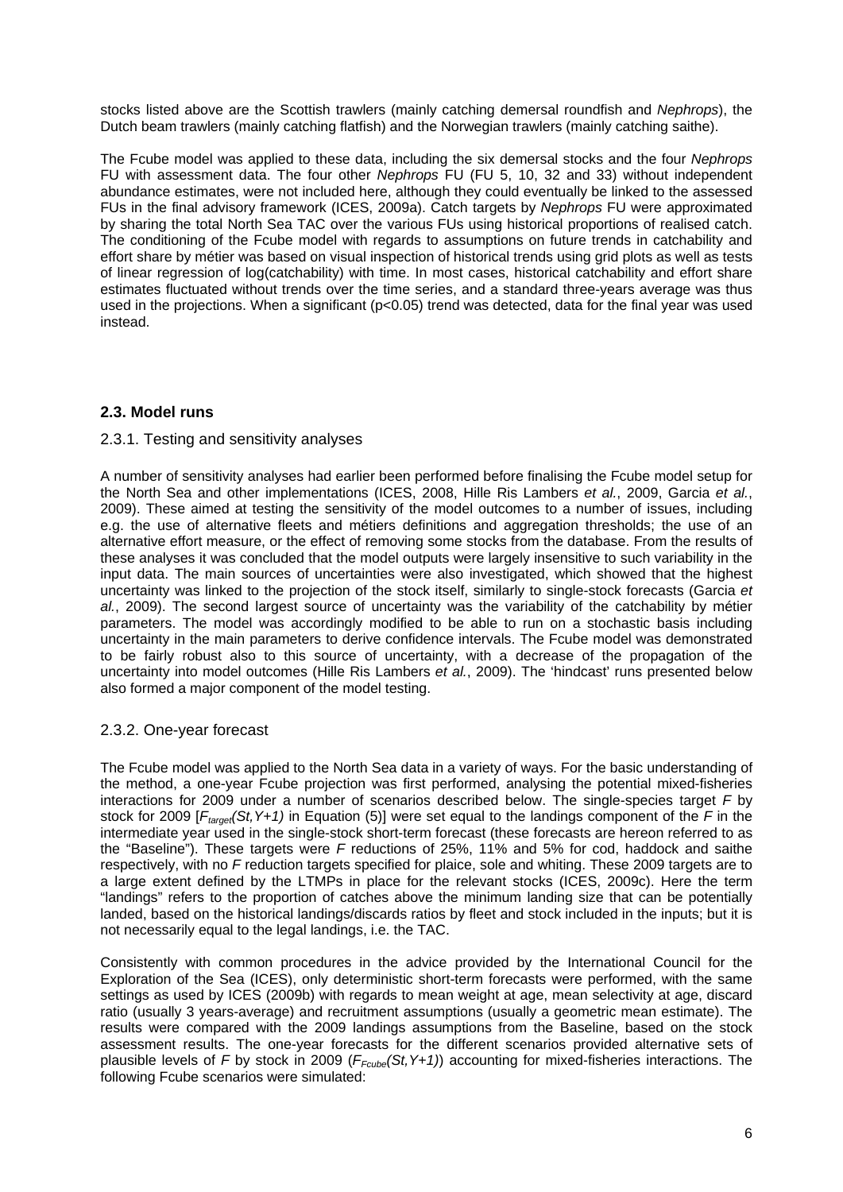stocks listed above are the Scottish trawlers (mainly catching demersal roundfish and *Nephrops*), the Dutch beam trawlers (mainly catching flatfish) and the Norwegian trawlers (mainly catching saithe).

The Fcube model was applied to these data, including the six demersal stocks and the four *Nephrops* FU with assessment data. The four other *Nephrops* FU (FU 5, 10, 32 and 33) without independent abundance estimates, were not included here, although they could eventually be linked to the assessed FUs in the final advisory framework (ICES, 2009a). Catch targets by *Nephrops* FU were approximated by sharing the total North Sea TAC over the various FUs using historical proportions of realised catch. The conditioning of the Fcube model with regards to assumptions on future trends in catchability and effort share by métier was based on visual inspection of historical trends using grid plots as well as tests of linear regression of log(catchability) with time. In most cases, historical catchability and effort share estimates fluctuated without trends over the time series, and a standard three-years average was thus used in the projections. When a significant ($p<0.05$) trend was detected, data for the final year was used instead.

## 2.3. Model runs

### 2.3.1. Testing and sensitivity analyses

A number of sensitivity analyses had earlier been performed before finalising the Fcube model setup for the North Sea and other implementations (ICES, 2008, Hille Ris Lambers *et al.*, 2009, Garcia *et al.*, 2009). These aimed at testing the sensitivity of the model outcomes to a number of issues, including e.g. the use of alternative fleets and métiers definitions and aggregation thresholds; the use of an alternative effort measure, or the effect of removing some stocks from the database. From the results of these analyses it was concluded that the model outputs were largely insensitive to such variability in the input data. The main sources of uncertainties were also investigated, which showed that the highest uncertainty was linked to the projection of the stock itself, similarly to single-stock forecasts (Garcia *et al.*, 2009). The second largest source of uncertainty was the variability of the catchability by métier parameters. The model was accordingly modified to be able to run on a stochastic basis including uncertainty in the main parameters to derive confidence intervals. The Fcube model was demonstrated to be fairly robust also to this source of uncertainty, with a decrease of the propagation of the uncertainty into model outcomes (Hille Ris Lambers *et al.*, 2009). The 'hindcast' runs presented below also formed a major component of the model testing.

### 2.3.2. One-year forecast

The Fcube model was applied to the North Sea data in a variety of ways. For the basic understanding of the method, a one-year Fcube projection was first performed, analysing the potential mixed-fisheries interactions for 2009 under a number of scenarios described below. The single-species target $F$ by stock for 2009 [$F_{target}(St,Y+1)$ in Equation (5)] were set equal to the landings component of the $F$ in the intermediate year used in the single-stock short-term forecast (these forecasts are hereon referred to as the "Baseline"). These targets were $F$ reductions of 25%, 11% and 5% for cod, haddock and saithe respectively, with no $F$ reduction targets specified for plaice, sole and whiting. These 2009 targets are to a large extent defined by the LTMPs in place for the relevant stocks (ICES, 2009c). Here the term "landings" refers to the proportion of catches above the minimum landing size that can be potentially landed, based on the historical landings/discards ratios by fleet and stock included in the inputs; but it is not necessarily equal to the legal landings, i.e. the TAC.

Consistently with common procedures in the advice provided by the International Council for the Exploration of the Sea (ICES), only deterministic short-term forecasts were performed, with the same settings as used by ICES (2009b) with regards to mean weight at age, mean selectivity at age, discard ratio (usually 3 years-average) and recruitment assumptions (usually a geometric mean estimate). The results were compared with the 2009 landings assumptions from the Baseline, based on the stock assessment results. The one-year forecasts for the different scenarios provided alternative sets of plausible levels of $F$ by stock in 2009 ($F_{Fcube}(St,Y+1)$) accounting for mixed-fisheries interactions. The following Fcube scenarios were simulated: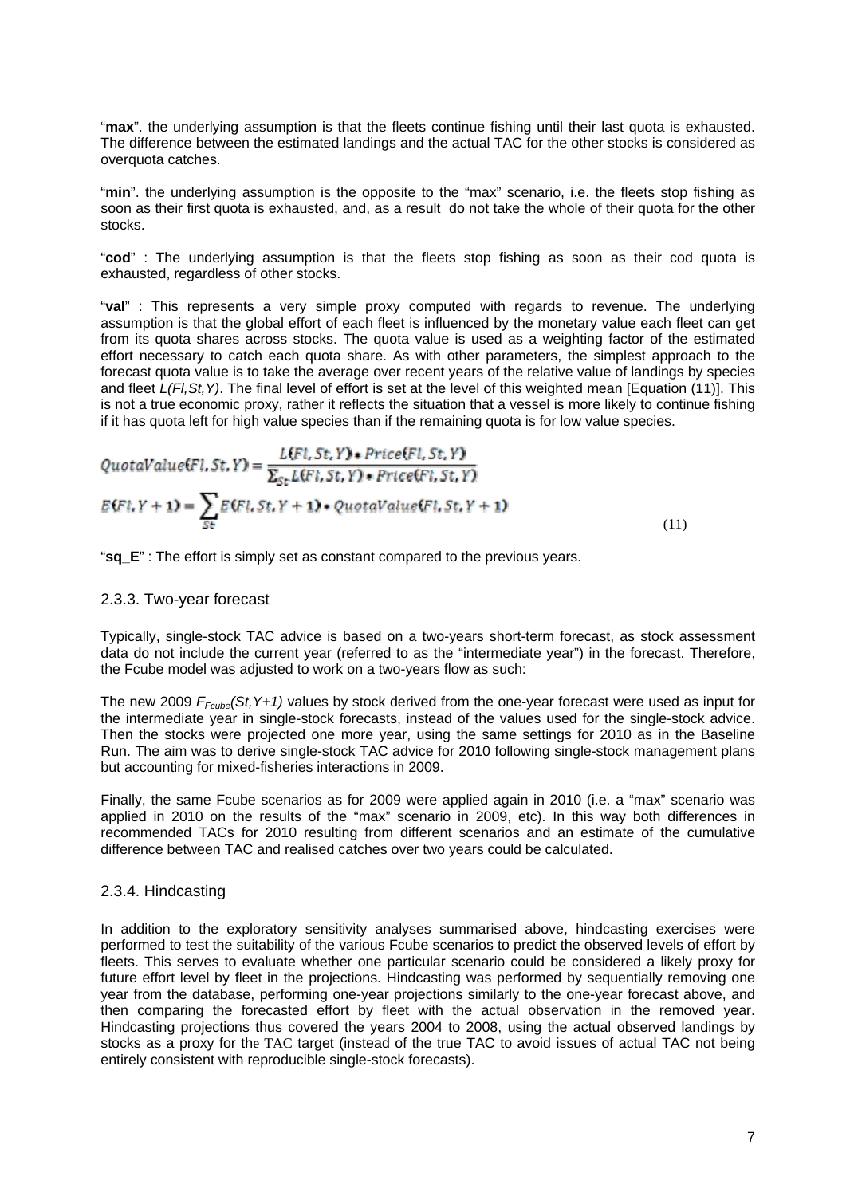"**max**". the underlying assumption is that the fleets continue fishing until their last quota is exhausted. The difference between the estimated landings and the actual TAC for the other stocks is considered as overquota catches.

"**min**". the underlying assumption is the opposite to the "max" scenario, i.e. the fleets stop fishing as soon as their first quota is exhausted, and, as a result do not take the whole of their quota for the other stocks.

"**cod**" : The underlying assumption is that the fleets stop fishing as soon as their cod quota is exhausted, regardless of other stocks.

"**val**" : This represents a very simple proxy computed with regards to revenue. The underlying assumption is that the global effort of each fleet is influenced by the monetary value each fleet can get from its quota shares across stocks. The quota value is used as a weighting factor of the estimated effort necessary to catch each quota share. As with other parameters, the simplest approach to the forecast quota value is to take the average over recent years of the relative value of landings by species and fleet *L(Fl,St,Y)*. The final level of effort is set at the level of this weighted mean [Equation (11)]. This is not a true economic proxy, rather it reflects the situation that a vessel is more likely to continue fishing if it has quota left for high value species than if the remaining quota is for low value species.

$$QuotaValue(Fl,St,Y) = \frac{L(Fl,St,Y) * Price(Fl,St,Y)}{\sum_{St} L(Fl,St,Y) * Price(Fl,St,Y)}$$

$$E(Fl,Y+1) = \sum_{St} E(Fl,St,Y+1) * QuotaValue(Fl,St,Y+1) \quad (11)$$

"**sq_E**" : The effort is simply set as constant compared to the previous years.

### 2.3.3. Two-year forecast

Typically, single-stock TAC advice is based on a two-years short-term forecast, as stock assessment data do not include the current year (referred to as the "intermediate year") in the forecast. Therefore, the Fcube model was adjusted to work on a two-years flow as such:

The new 2009 $F_{Fcube}(St,Y+1)$ values by stock derived from the one-year forecast were used as input for the intermediate year in single-stock forecasts, instead of the values used for the single-stock advice. Then the stocks were projected one more year, using the same settings for 2010 as in the Baseline Run. The aim was to derive single-stock TAC advice for 2010 following single-stock management plans but accounting for mixed-fisheries interactions in 2009.

Finally, the same Fcube scenarios as for 2009 were applied again in 2010 (i.e. a "max" scenario was applied in 2010 on the results of the "max" scenario in 2009, etc). In this way both differences in recommended TACs for 2010 resulting from different scenarios and an estimate of the cumulative difference between TAC and realised catches over two years could be calculated.

### 2.3.4. Hindcasting

In addition to the exploratory sensitivity analyses summarised above, hindcasting exercises were performed to test the suitability of the various Fcube scenarios to predict the observed levels of effort by fleets. This serves to evaluate whether one particular scenario could be considered a likely proxy for future effort level by fleet in the projections. Hindcasting was performed by sequentially removing one year from the database, performing one-year projections similarly to the one-year forecast above, and then comparing the forecasted effort by fleet with the actual observation in the removed year. Hindcasting projections thus covered the years 2004 to 2008, using the actual observed landings by stocks as a proxy for the TAC target (instead of the true TAC to avoid issues of actual TAC not being entirely consistent with reproducible single-stock forecasts).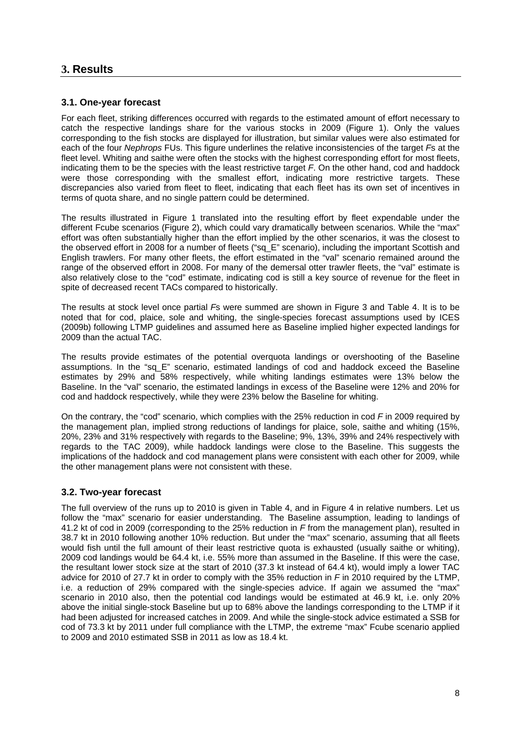# 3. Results

## 3.1. One-year forecast

For each fleet, striking differences occurred with regards to the estimated amount of effort necessary to catch the respective landings share for the various stocks in 2009 (Figure 1). Only the values corresponding to the fish stocks are displayed for illustration, but similar values were also estimated for each of the four *Nephrops* FUs. This figure underlines the relative inconsistencies of the target *F*s at the fleet level. Whiting and saithe were often the stocks with the highest corresponding effort for most fleets, indicating them to be the species with the least restrictive target *F*. On the other hand, cod and haddock were those corresponding with the smallest effort, indicating more restrictive targets. These discrepancies also varied from fleet to fleet, indicating that each fleet has its own set of incentives in terms of quota share, and no single pattern could be determined.

The results illustrated in Figure 1 translated into the resulting effort by fleet expendable under the different Fcube scenarios (Figure 2), which could vary dramatically between scenarios. While the "max" effort was often substantially higher than the effort implied by the other scenarios, it was the closest to the observed effort in 2008 for a number of fleets ("sq_E" scenario), including the important Scottish and English trawlers. For many other fleets, the effort estimated in the "val" scenario remained around the range of the observed effort in 2008. For many of the demersal otter trawler fleets, the "val" estimate is also relatively close to the "cod" estimate, indicating cod is still a key source of revenue for the fleet in spite of decreased recent TACs compared to historically.

The results at stock level once partial *F*s were summed are shown in Figure 3 and Table 4. It is to be noted that for cod, plaice, sole and whiting, the single-species forecast assumptions used by ICES (2009b) following LTMP guidelines and assumed here as Baseline implied higher expected landings for 2009 than the actual TAC.

The results provide estimates of the potential overquota landings or overshooting of the Baseline assumptions. In the "sq_E" scenario, estimated landings of cod and haddock exceed the Baseline estimates by 29% and 58% respectively, while whiting landings estimates were 13% below the Baseline. In the "val" scenario, the estimated landings in excess of the Baseline were 12% and 20% for cod and haddock respectively, while they were 23% below the Baseline for whiting.

On the contrary, the "cod" scenario, which complies with the 25% reduction in cod *F* in 2009 required by the management plan, implied strong reductions of landings for plaice, sole, saithe and whiting (15%, 20%, 23% and 31% respectively with regards to the Baseline; 9%, 13%, 39% and 24% respectively with regards to the TAC 2009), while haddock landings were close to the Baseline. This suggests the implications of the haddock and cod management plans were consistent with each other for 2009, while the other management plans were not consistent with these.

## 3.2. Two-year forecast

The full overview of the runs up to 2010 is given in Table 4, and in Figure 4 in relative numbers. Let us follow the "max" scenario for easier understanding. The Baseline assumption, leading to landings of 41.2 kt of cod in 2009 (corresponding to the 25% reduction in *F* from the management plan), resulted in 38.7 kt in 2010 following another 10% reduction. But under the "max" scenario, assuming that all fleets would fish until the full amount of their least restrictive quota is exhausted (usually saithe or whiting), 2009 cod landings would be 64.4 kt, i.e. 55% more than assumed in the Baseline. If this were the case, the resultant lower stock size at the start of 2010 (37.3 kt instead of 64.4 kt), would imply a lower TAC advice for 2010 of 27.7 kt in order to comply with the 35% reduction in *F* in 2010 required by the LTMP, i.e. a reduction of 29% compared with the single-species advice. If again we assumed the "max" scenario in 2010 also, then the potential cod landings would be estimated at 46.9 kt, i.e. only 20% above the initial single-stock Baseline but up to 68% above the landings corresponding to the LTMP if it had been adjusted for increased catches in 2009. And while the single-stock advice estimated a SSB for cod of 73.3 kt by 2011 under full compliance with the LTMP, the extreme "max" Fcube scenario applied to 2009 and 2010 estimated SSB in 2011 as low as 18.4 kt.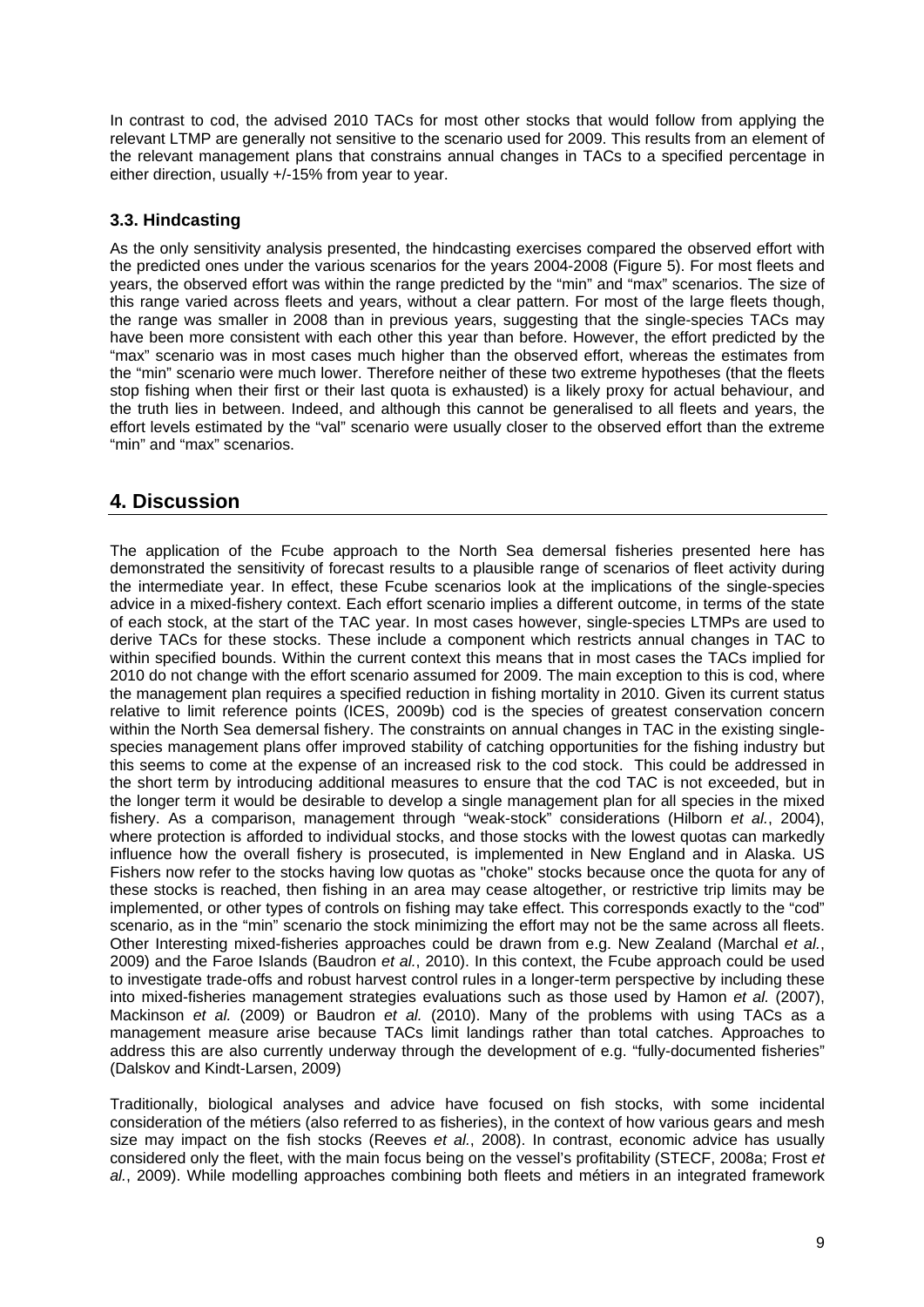In contrast to cod, the advised 2010 TACs for most other stocks that would follow from applying the relevant LTMP are generally not sensitive to the scenario used for 2009. This results from an element of the relevant management plans that constrains annual changes in TACs to a specified percentage in either direction, usually +/-15% from year to year.

### 3.3. Hindcasting

As the only sensitivity analysis presented, the hindcasting exercises compared the observed effort with the predicted ones under the various scenarios for the years 2004-2008 (Figure 5). For most fleets and years, the observed effort was within the range predicted by the "min" and "max" scenarios. The size of this range varied across fleets and years, without a clear pattern. For most of the large fleets though, the range was smaller in 2008 than in previous years, suggesting that the single-species TACs may have been more consistent with each other this year than before. However, the effort predicted by the "max" scenario was in most cases much higher than the observed effort, whereas the estimates from the "min" scenario were much lower. Therefore neither of these two extreme hypotheses (that the fleets stop fishing when their first or their last quota is exhausted) is a likely proxy for actual behaviour, and the truth lies in between. Indeed, and although this cannot be generalised to all fleets and years, the effort levels estimated by the "val" scenario were usually closer to the observed effort than the extreme "min" and "max" scenarios.

## 4. Discussion

The application of the Fcube approach to the North Sea demersal fisheries presented here has demonstrated the sensitivity of forecast results to a plausible range of scenarios of fleet activity during the intermediate year. In effect, these Fcube scenarios look at the implications of the single-species advice in a mixed-fishery context. Each effort scenario implies a different outcome, in terms of the state of each stock, at the start of the TAC year. In most cases however, single-species LTMPs are used to derive TACs for these stocks. These include a component which restricts annual changes in TAC to within specified bounds. Within the current context this means that in most cases the TACs implied for 2010 do not change with the effort scenario assumed for 2009. The main exception to this is cod, where the management plan requires a specified reduction in fishing mortality in 2010. Given its current status relative to limit reference points (ICES, 2009b) cod is the species of greatest conservation concern within the North Sea demersal fishery. The constraints on annual changes in TAC in the existing single-species management plans offer improved stability of catching opportunities for the fishing industry but this seems to come at the expense of an increased risk to the cod stock. This could be addressed in the short term by introducing additional measures to ensure that the cod TAC is not exceeded, but in the longer term it would be desirable to develop a single management plan for all species in the mixed fishery. As a comparison, management through "weak-stock" considerations (Hilborn *et al.*, 2004), where protection is afforded to individual stocks, and those stocks with the lowest quotas can markedly influence how the overall fishery is prosecuted, is implemented in New England and in Alaska. US Fishers now refer to the stocks having low quotas as "choke" stocks because once the quota for any of these stocks is reached, then fishing in an area may cease altogether, or restrictive trip limits may be implemented, or other types of controls on fishing may take effect. This corresponds exactly to the "cod" scenario, as in the "min" scenario the stock minimizing the effort may not be the same across all fleets. Other Interesting mixed-fisheries approaches could be drawn from e.g. New Zealand (Marchal *et al.*, 2009) and the Faroe Islands (Baudron *et al.*, 2010). In this context, the Fcube approach could be used to investigate trade-offs and robust harvest control rules in a longer-term perspective by including these into mixed-fisheries management strategies evaluations such as those used by Hamon *et al.* (2007), Mackinson *et al.* (2009) or Baudron *et al.* (2010). Many of the problems with using TACs as a management measure arise because TACs limit landings rather than total catches. Approaches to address this are also currently underway through the development of e.g. "fully-documented fisheries" (Dalskov and Kindt-Larsen, 2009)

Traditionally, biological analyses and advice have focused on fish stocks, with some incidental consideration of the métiers (also referred to as fisheries), in the context of how various gears and mesh size may impact on the fish stocks (Reeves *et al.*, 2008). In contrast, economic advice has usually considered only the fleet, with the main focus being on the vessel's profitability (STECF, 2008a; Frost *et al.*, 2009). While modelling approaches combining both fleets and métiers in an integrated framework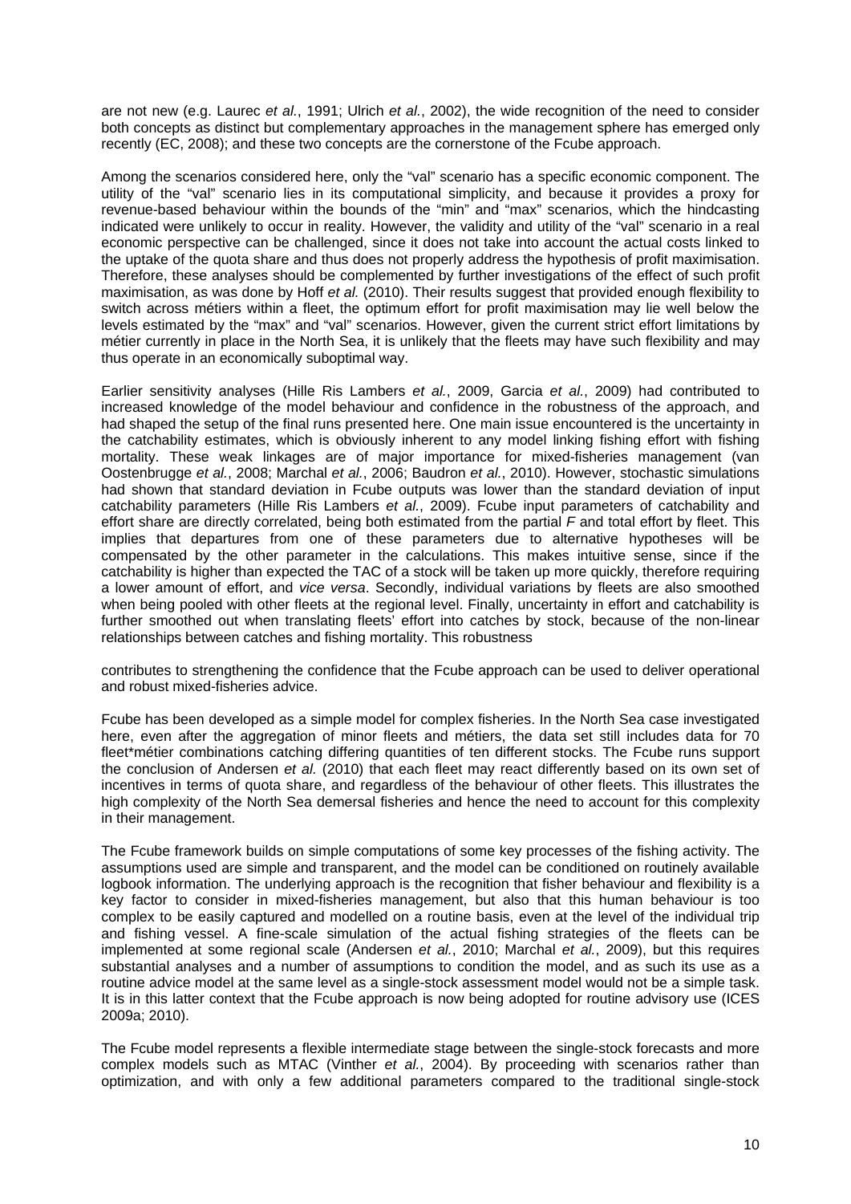are not new (e.g. Laurec *et al.*, 1991; Ulrich *et al.*, 2002), the wide recognition of the need to consider both concepts as distinct but complementary approaches in the management sphere has emerged only recently (EC, 2008); and these two concepts are the cornerstone of the Fcube approach.

Among the scenarios considered here, only the "val" scenario has a specific economic component. The utility of the "val" scenario lies in its computational simplicity, and because it provides a proxy for revenue-based behaviour within the bounds of the "min" and "max" scenarios, which the hindcasting indicated were unlikely to occur in reality. However, the validity and utility of the "val" scenario in a real economic perspective can be challenged, since it does not take into account the actual costs linked to the uptake of the quota share and thus does not properly address the hypothesis of profit maximisation. Therefore, these analyses should be complemented by further investigations of the effect of such profit maximisation, as was done by Hoff *et al.* (2010). Their results suggest that provided enough flexibility to switch across métiers within a fleet, the optimum effort for profit maximisation may lie well below the levels estimated by the "max" and "val" scenarios. However, given the current strict effort limitations by métier currently in place in the North Sea, it is unlikely that the fleets may have such flexibility and may thus operate in an economically suboptimal way.

Earlier sensitivity analyses (Hille Ris Lambers *et al.*, 2009, Garcia *et al.*, 2009) had contributed to increased knowledge of the model behaviour and confidence in the robustness of the approach, and had shaped the setup of the final runs presented here. One main issue encountered is the uncertainty in the catchability estimates, which is obviously inherent to any model linking fishing effort with fishing mortality. These weak linkages are of major importance for mixed-fisheries management (van Oostenbrugge *et al.*, 2008; Marchal *et al.*, 2006; Baudron *et al.*, 2010). However, stochastic simulations had shown that standard deviation in Fcube outputs was lower than the standard deviation of input catchability parameters (Hille Ris Lambers *et al.*, 2009). Fcube input parameters of catchability and effort share are directly correlated, being both estimated from the partial *F* and total effort by fleet. This implies that departures from one of these parameters due to alternative hypotheses will be compensated by the other parameter in the calculations. This makes intuitive sense, since if the catchability is higher than expected the TAC of a stock will be taken up more quickly, therefore requiring a lower amount of effort, and *vice versa*. Secondly, individual variations by fleets are also smoothed when being pooled with other fleets at the regional level. Finally, uncertainty in effort and catchability is further smoothed out when translating fleets' effort into catches by stock, because of the non-linear relationships between catches and fishing mortality. This robustness

contributes to strengthening the confidence that the Fcube approach can be used to deliver operational and robust mixed-fisheries advice.

Fcube has been developed as a simple model for complex fisheries. In the North Sea case investigated here, even after the aggregation of minor fleets and métiers, the data set still includes data for 70 fleet*métier combinations catching differing quantities of ten different stocks. The Fcube runs support the conclusion of Andersen *et al.* (2010) that each fleet may react differently based on its own set of incentives in terms of quota share, and regardless of the behaviour of other fleets. This illustrates the high complexity of the North Sea demersal fisheries and hence the need to account for this complexity in their management.

The Fcube framework builds on simple computations of some key processes of the fishing activity. The assumptions used are simple and transparent, and the model can be conditioned on routinely available logbook information. The underlying approach is the recognition that fisher behaviour and flexibility is a key factor to consider in mixed-fisheries management, but also that this human behaviour is too complex to be easily captured and modelled on a routine basis, even at the level of the individual trip and fishing vessel. A fine-scale simulation of the actual fishing strategies of the fleets can be implemented at some regional scale (Andersen *et al.*, 2010; Marchal *et al.*, 2009), but this requires substantial analyses and a number of assumptions to condition the model, and as such its use as a routine advice model at the same level as a single-stock assessment model would not be a simple task. It is in this latter context that the Fcube approach is now being adopted for routine advisory use (ICES 2009a; 2010).

The Fcube model represents a flexible intermediate stage between the single-stock forecasts and more complex models such as MTAC (Vinther *et al.*, 2004). By proceeding with scenarios rather than optimization, and with only a few additional parameters compared to the traditional single-stock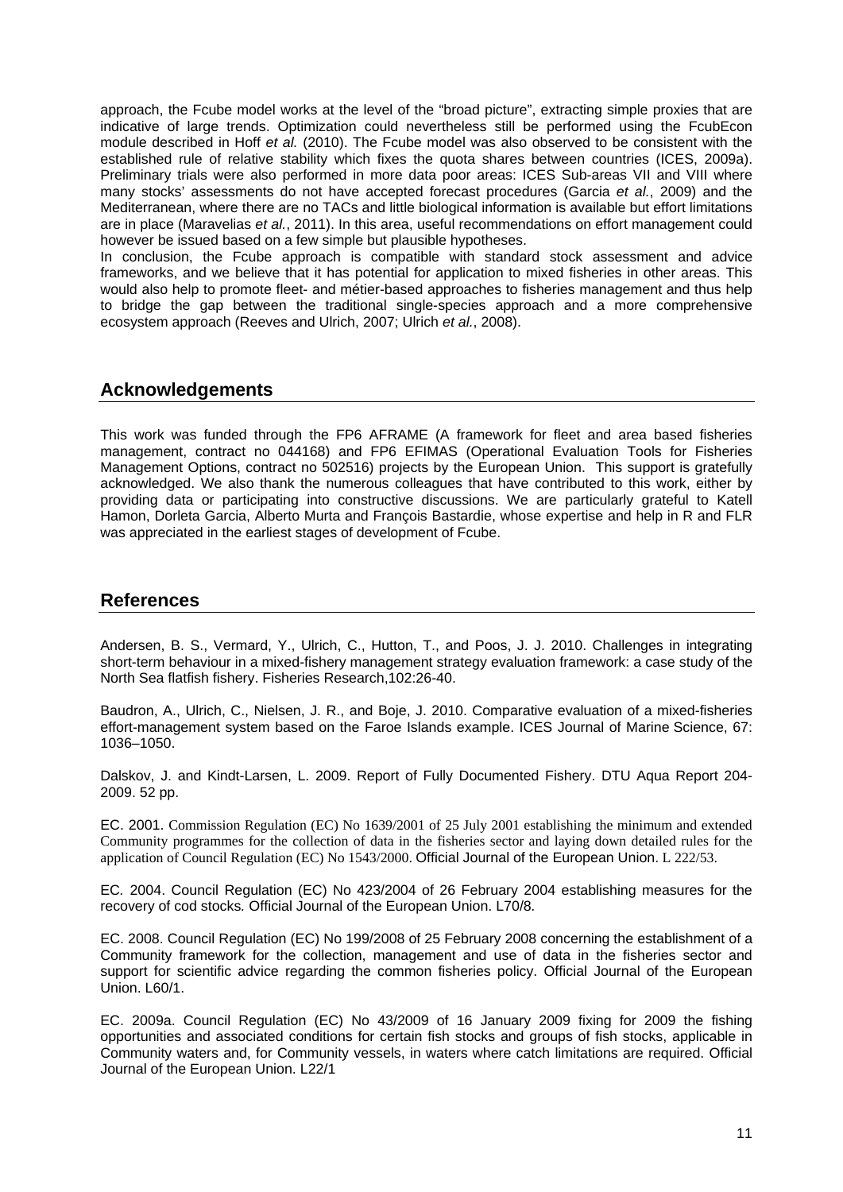approach, the Fcube model works at the level of the "broad picture", extracting simple proxies that are indicative of large trends. Optimization could nevertheless still be performed using the FcubEcon module described in Hoff *et al.* (2010). The Fcube model was also observed to be consistent with the established rule of relative stability which fixes the quota shares between countries (ICES, 2009a). Preliminary trials were also performed in more data poor areas: ICES Sub-areas VII and VIII where many stocks' assessments do not have accepted forecast procedures (Garcia *et al.*, 2009) and the Mediterranean, where there are no TACs and little biological information is available but effort limitations are in place (Maravelias *et al.*, 2011). In this area, useful recommendations on effort management could however be issued based on a few simple but plausible hypotheses.

In conclusion, the Fcube approach is compatible with standard stock assessment and advice frameworks, and we believe that it has potential for application to mixed fisheries in other areas. This would also help to promote fleet- and métier-based approaches to fisheries management and thus help to bridge the gap between the traditional single-species approach and a more comprehensive ecosystem approach (Reeves and Ulrich, 2007; Ulrich *et al.*, 2008).

## Acknowledgements

This work was funded through the FP6 AFRAME (A framework for fleet and area based fisheries management, contract no 044168) and FP6 EFIMAS (Operational Evaluation Tools for Fisheries Management Options, contract no 502516) projects by the European Union. This support is gratefully acknowledged. We also thank the numerous colleagues that have contributed to this work, either by providing data or participating into constructive discussions. We are particularly grateful to Katell Hamon, Dorleta Garcia, Alberto Murta and François Bastardie, whose expertise and help in R and FLR was appreciated in the earliest stages of development of Fcube.

## References

Andersen, B. S., Vermard, Y., Ulrich, C., Hutton, T., and Poos, J. J. 2010. Challenges in integrating short-term behaviour in a mixed-fishery management strategy evaluation framework: a case study of the North Sea flatfish fishery. Fisheries Research,102:26-40.

Baudron, A., Ulrich, C., Nielsen, J. R., and Boje, J. 2010. Comparative evaluation of a mixed-fisheries effort-management system based on the Faroe Islands example. ICES Journal of Marine Science, 67: 1036–1050.

Dalskov, J. and Kindt-Larsen, L. 2009. Report of Fully Documented Fishery. DTU Aqua Report 204-2009. 52 pp.

EC. 2001. Commission Regulation (EC) No 1639/2001 of 25 July 2001 establishing the minimum and extended Community programmes for the collection of data in the fisheries sector and laying down detailed rules for the application of Council Regulation (EC) No 1543/2000. Official Journal of the European Union. L 222/53.

EC. 2004. Council Regulation (EC) No 423/2004 of 26 February 2004 establishing measures for the recovery of cod stocks. Official Journal of the European Union. L70/8.

EC. 2008. Council Regulation (EC) No 199/2008 of 25 February 2008 concerning the establishment of a Community framework for the collection, management and use of data in the fisheries sector and support for scientific advice regarding the common fisheries policy. Official Journal of the European Union. L60/1.

EC. 2009a. Council Regulation (EC) No 43/2009 of 16 January 2009 fixing for 2009 the fishing opportunities and associated conditions for certain fish stocks and groups of fish stocks, applicable in Community waters and, for Community vessels, in waters where catch limitations are required. Official Journal of the European Union. L22/1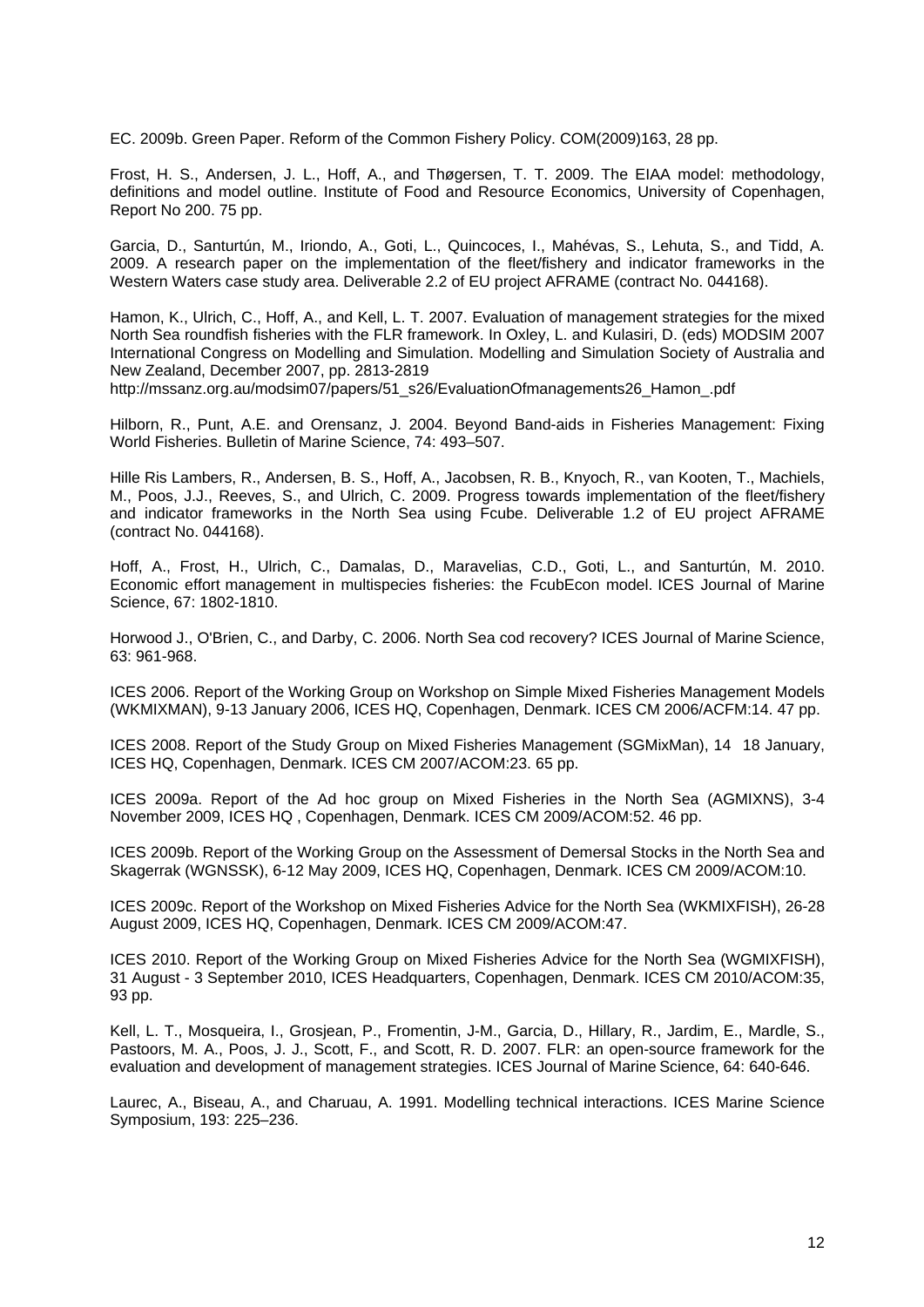EC. 2009b. Green Paper. Reform of the Common Fishery Policy. COM(2009)163, 28 pp.

Frost, H. S., Andersen, J. L., Hoff, A., and Thøgersen, T. T. 2009. The EIAA model: methodology, definitions and model outline. Institute of Food and Resource Economics, University of Copenhagen, Report No 200. 75 pp.

Garcia, D., Santurtún, M., Iriondo, A., Goti, L., Quincoces, I., Mahévas, S., Lehuta, S., and Tidd, A. 2009. A research paper on the implementation of the fleet/fishery and indicator frameworks in the Western Waters case study area. Deliverable 2.2 of EU project AFRAME (contract No. 044168).

Hamon, K., Ulrich, C., Hoff, A., and Kell, L. T. 2007. Evaluation of management strategies for the mixed North Sea roundfish fisheries with the FLR framework. In Oxley, L. and Kulasiri, D. (eds) MODSIM 2007 International Congress on Modelling and Simulation. Modelling and Simulation Society of Australia and New Zealand, December 2007, pp. 2813-2819 http://mssanz.org.au/modsim07/papers/51_s26/EvaluationOfmanagements26_Hamon_.pdf

Hilborn, R., Punt, A.E. and Orensanz, J. 2004. Beyond Band-aids in Fisheries Management: Fixing World Fisheries. Bulletin of Marine Science, 74: 493–507.

Hille Ris Lambers, R., Andersen, B. S., Hoff, A., Jacobsen, R. B., Knyoch, R., van Kooten, T., Machiels, M., Poos, J.J., Reeves, S., and Ulrich, C. 2009. Progress towards implementation of the fleet/fishery and indicator frameworks in the North Sea using Fcube. Deliverable 1.2 of EU project AFRAME (contract No. 044168).

Hoff, A., Frost, H., Ulrich, C., Damalas, D., Maravelias, C.D., Goti, L., and Santurtún, M. 2010. Economic effort management in multispecies fisheries: the FcubEcon model. ICES Journal of Marine Science, 67: 1802-1810.

Horwood J., O'Brien, C., and Darby, C. 2006. North Sea cod recovery? ICES Journal of Marine Science, 63: 961-968.

ICES 2006. Report of the Working Group on Workshop on Simple Mixed Fisheries Management Models (WKMIXMAN), 9-13 January 2006, ICES HQ, Copenhagen, Denmark. ICES CM 2006/ACFM:14. 47 pp.

ICES 2008. Report of the Study Group on Mixed Fisheries Management (SGMixMan), 14 18 January, ICES HQ, Copenhagen, Denmark. ICES CM 2007/ACOM:23. 65 pp.

ICES 2009a. Report of the Ad hoc group on Mixed Fisheries in the North Sea (AGMIXNS), 3-4 November 2009, ICES HQ , Copenhagen, Denmark. ICES CM 2009/ACOM:52. 46 pp.

ICES 2009b. Report of the Working Group on the Assessment of Demersal Stocks in the North Sea and Skagerrak (WGNSSK), 6-12 May 2009, ICES HQ, Copenhagen, Denmark. ICES CM 2009/ACOM:10.

ICES 2009c. Report of the Workshop on Mixed Fisheries Advice for the North Sea (WKMIXFISH), 26-28 August 2009, ICES HQ, Copenhagen, Denmark. ICES CM 2009/ACOM:47.

ICES 2010. Report of the Working Group on Mixed Fisheries Advice for the North Sea (WGMIXFISH), 31 August - 3 September 2010, ICES Headquarters, Copenhagen, Denmark. ICES CM 2010/ACOM:35, 93 pp.

Kell, L. T., Mosqueira, I., Grosjean, P., Fromentin, J-M., Garcia, D., Hillary, R., Jardim, E., Mardle, S., Pastoors, M. A., Poos, J. J., Scott, F., and Scott, R. D. 2007. FLR: an open-source framework for the evaluation and development of management strategies. ICES Journal of Marine Science, 64: 640-646.

Laurec, A., Biseau, A., and Charuau, A. 1991. Modelling technical interactions. ICES Marine Science Symposium, 193: 225–236.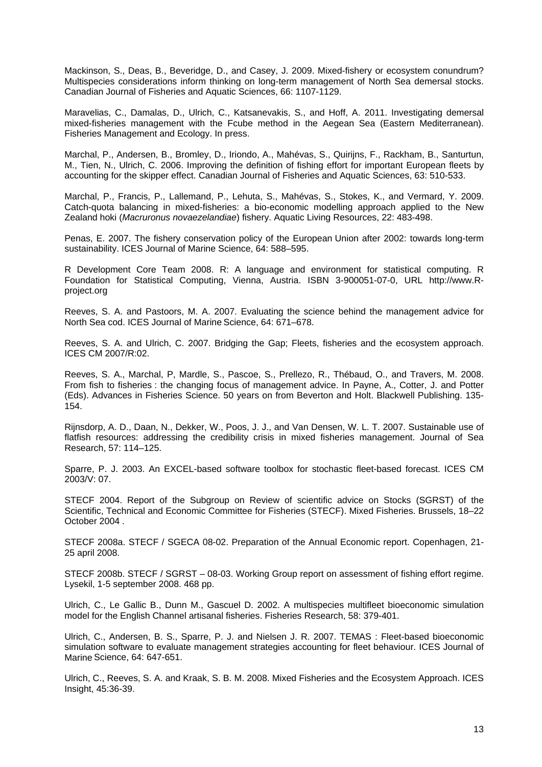Mackinson, S., Deas, B., Beveridge, D., and Casey, J. 2009. Mixed-fishery or ecosystem conundrum? Multispecies considerations inform thinking on long-term management of North Sea demersal stocks. Canadian Journal of Fisheries and Aquatic Sciences, 66: 1107-1129.

Maravelias, C., Damalas, D., Ulrich, C., Katsanevakis, S., and Hoff, A. 2011. Investigating demersal mixed-fisheries management with the Fcube method in the Aegean Sea (Eastern Mediterranean). Fisheries Management and Ecology. In press.

Marchal, P., Andersen, B., Bromley, D., Iriondo, A., Mahévas, S., Quirijns, F., Rackham, B., Santurtun, M., Tien, N., Ulrich, C. 2006. Improving the definition of fishing effort for important European fleets by accounting for the skipper effect. Canadian Journal of Fisheries and Aquatic Sciences, 63: 510-533.

Marchal, P., Francis, P., Lallemand, P., Lehuta, S., Mahévas, S., Stokes, K., and Vermard, Y. 2009. Catch-quota balancing in mixed-fisheries: a bio-economic modelling approach applied to the New Zealand hoki (*Macruronus novaezelandiae*) fishery. Aquatic Living Resources, 22: 483-498.

Penas, E. 2007. The fishery conservation policy of the European Union after 2002: towards long-term sustainability. ICES Journal of Marine Science, 64: 588–595.

R Development Core Team 2008. R: A language and environment for statistical computing. R Foundation for Statistical Computing, Vienna, Austria. ISBN 3-900051-07-0, URL http://www.R-project.org

Reeves, S. A. and Pastoors, M. A. 2007. Evaluating the science behind the management advice for North Sea cod. ICES Journal of Marine Science, 64: 671–678.

Reeves, S. A. and Ulrich, C. 2007. Bridging the Gap; Fleets, fisheries and the ecosystem approach. ICES CM 2007/R:02.

Reeves, S. A., Marchal, P, Mardle, S., Pascoe, S., Prellezo, R., Thébaud, O., and Travers, M. 2008. From fish to fisheries : the changing focus of management advice. In Payne, A., Cotter, J. and Potter (Eds). Advances in Fisheries Science. 50 years on from Beverton and Holt. Blackwell Publishing. 135-154.

Rijnsdorp, A. D., Daan, N., Dekker, W., Poos, J. J., and Van Densen, W. L. T. 2007. Sustainable use of flatfish resources: addressing the credibility crisis in mixed fisheries management. Journal of Sea Research, 57: 114–125.

Sparre, P. J. 2003. An EXCEL-based software toolbox for stochastic fleet-based forecast. ICES CM 2003/V: 07.

STECF 2004. Report of the Subgroup on Review of scientific advice on Stocks (SGRST) of the Scientific, Technical and Economic Committee for Fisheries (STECF). Mixed Fisheries. Brussels, 18–22 October 2004 .

STECF 2008a. STECF / SGECA 08-02. Preparation of the Annual Economic report. Copenhagen, 21-25 april 2008.

STECF 2008b. STECF / SGRST – 08-03. Working Group report on assessment of fishing effort regime. Lysekil, 1-5 september 2008. 468 pp.

Ulrich, C., Le Gallic B., Dunn M., Gascuel D. 2002. A multispecies multifleet bioeconomic simulation model for the English Channel artisanal fisheries. Fisheries Research, 58: 379-401.

Ulrich, C., Andersen, B. S., Sparre, P. J. and Nielsen J. R. 2007. TEMAS : Fleet-based bioeconomic simulation software to evaluate management strategies accounting for fleet behaviour. ICES Journal of Marine Science, 64: 647-651.

Ulrich, C., Reeves, S. A. and Kraak, S. B. M. 2008. Mixed Fisheries and the Ecosystem Approach. ICES Insight, 45:36-39.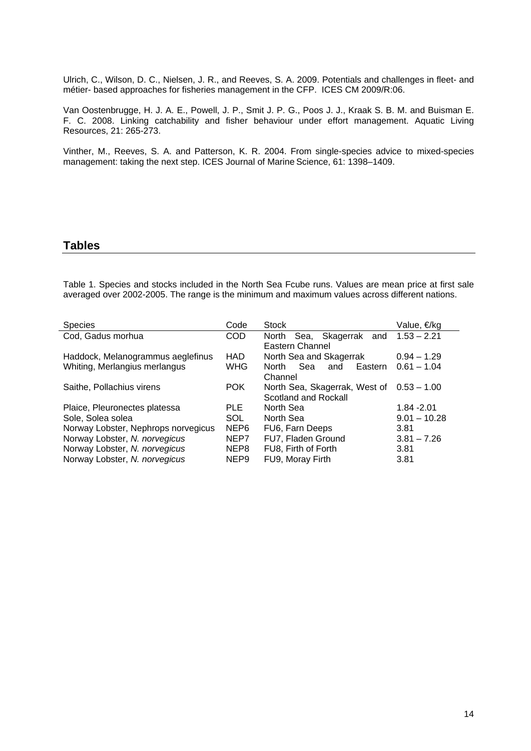Ulrich, C., Wilson, D. C., Nielsen, J. R., and Reeves, S. A. 2009. Potentials and challenges in fleet- and métier- based approaches for fisheries management in the CFP. ICES CM 2009/R:06.

Van Oostenbrugge, H. J. A. E., Powell, J. P., Smit J. P. G., Poos J. J., Kraak S. B. M. and Buisman E. F. C. 2008. Linking catchability and fisher behaviour under effort management. Aquatic Living Resources, 21: 265-273.

Vinther, M., Reeves, S. A. and Patterson, K. R. 2004. From single-species advice to mixed-species management: taking the next step. ICES Journal of Marine Science, 61: 1398–1409.

## Tables

Table 1. Species and stocks included in the North Sea Fcube runs. Values are mean price at first sale averaged over 2002-2005. The range is the minimum and maximum values across different nations.

| Species | Code | Stock | Value, €/kg |
|---|---|---|---|
| Cod, Gadus morhua | COD | North Sea, Skagerrak and Eastern Channel | 1.53 – 2.21 |
| Haddock, Melanogrammus aeglefinus | HAD | North Sea and Skagerrak | 0.94 – 1.29 |
| Whiting, Merlangius merlangus | WHG | North Sea and Eastern Channel | 0.61 – 1.04 |
| Saithe, Pollachius virens | POK | North Sea, Skagerrak, West of Scotland and Rockall | 0.53 – 1.00 |
| Plaice, Pleuronectes platessa | PLE | North Sea | 1.84 -2.01 |
| Sole, Solea solea | SOL | North Sea | 9.01 – 10.28 |
| Norway Lobster, Nephrops norvegicus | NEP6 | FU6, Farn Deeps | 3.81 |
| Norway Lobster, *N. norvegicus* | NEP7 | FU7, Fladen Ground | 3.81 – 7.26 |
| Norway Lobster, *N. norvegicus* | NEP8 | FU8, Firth of Forth | 3.81 |
| Norway Lobster, *N. norvegicus* | NEP9 | FU9, Moray Firth | 3.81 |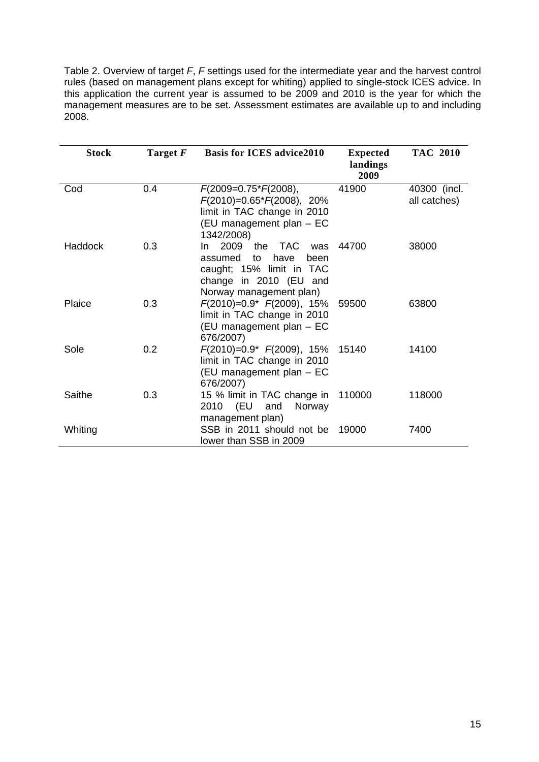Table 2. Overview of target *F*, *F* settings used for the intermediate year and the harvest control rules (based on management plans except for whiting) applied to single-stock ICES advice. In this application the current year is assumed to be 2009 and 2010 is the year for which the management measures are to be set. Assessment estimates are available up to and including 2008.

| Stock | Target *F* | Basis for ICES advice2010 | Expected landings 2009 | TAC 2010 |
|---|---|---|---|---|
| Cod | 0.4 | *F*(2009=0.75\**F*(2008), *F*(2010)=0.65\**F*(2008), 20% limit in TAC change in 2010 (EU management plan – EC 1342/2008) | 41900 | 40300 (incl. all catches) |
| Haddock | 0.3 | In 2009 the TAC was assumed to have been caught; 15% limit in TAC change in 2010 (EU and Norway management plan) | 44700 | 38000 |
| Plaice | 0.3 | *F*(2010)=0.9\* *F*(2009), 15% limit in TAC change in 2010 (EU management plan – EC 676/2007) | 59500 | 63800 |
| Sole | 0.2 | *F*(2010)=0.9\* *F*(2009), 15% limit in TAC change in 2010 (EU management plan – EC 676/2007) | 15140 | 14100 |
| Saithe | 0.3 | 15 % limit in TAC change in 2010 (EU and Norway management plan) | 110000 | 118000 |
| Whiting | | SSB in 2011 should not be lower than SSB in 2009 | 19000 | 7400 |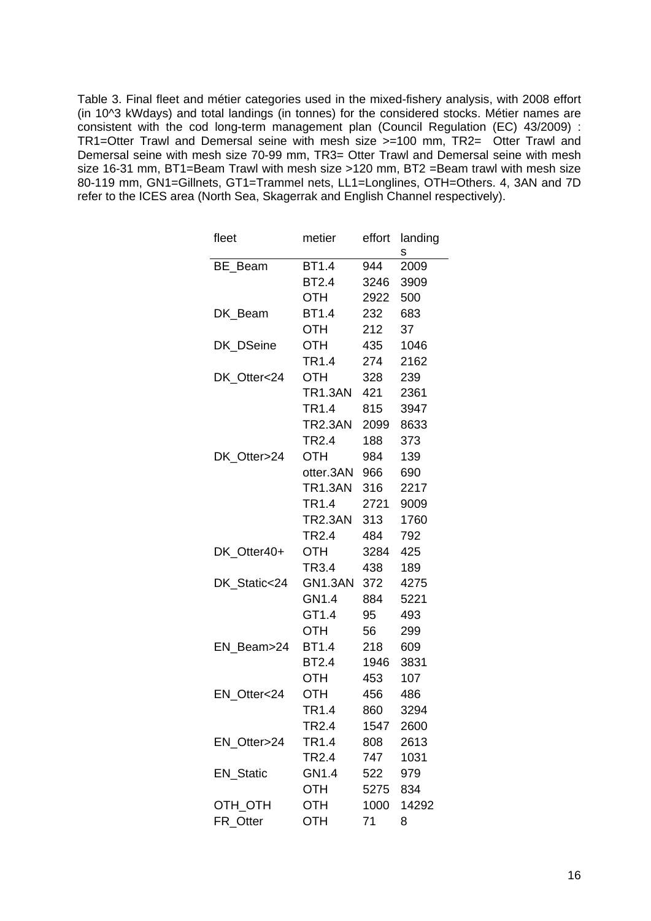Table 3. Final fleet and métier categories used in the mixed-fishery analysis, with 2008 effort (in 10^3 kWdays) and total landings (in tonnes) for the considered stocks. Métier names are consistent with the cod long-term management plan (Council Regulation (EC) 43/2009) : TR1=Otter Trawl and Demersal seine with mesh size >=100 mm, TR2= Otter Trawl and Demersal seine with mesh size 70-99 mm, TR3= Otter Trawl and Demersal seine with mesh size 16-31 mm, BT1=Beam Trawl with mesh size >120 mm, BT2 =Beam trawl with mesh size 80-119 mm, GN1=Gillnets, GT1=Trammel nets, LL1=Longlines, OTH=Others. 4, 3AN and 7D refer to the ICES area (North Sea, Skagerrak and English Channel respectively).

| fleet | metier | effort | landings |
|---|---|---|---|
| BE_Beam | BT1.4 | 944 | 2009 |
| | BT2.4 | 3246 | 3909 |
| | OTH | 2922 | 500 |
| DK_Beam | BT1.4 | 232 | 683 |
| | OTH | 212 | 37 |
| DK_DSeine | OTH | 435 | 1046 |
| | TR1.4 | 274 | 2162 |
| DK_Otter<24 | OTH | 328 | 239 |
| | TR1.3AN | 421 | 2361 |
| | TR1.4 | 815 | 3947 |
| | TR2.3AN | 2099 | 8633 |
| | TR2.4 | 188 | 373 |
| DK_Otter>24 | OTH | 984 | 139 |
| | otter.3AN | 966 | 690 |
| | TR1.3AN | 316 | 2217 |
| | TR1.4 | 2721 | 9009 |
| | TR2.3AN | 313 | 1760 |
| | TR2.4 | 484 | 792 |
| DK_Otter40+ | OTH | 3284 | 425 |
| | TR3.4 | 438 | 189 |
| DK_Static<24 | GN1.3AN | 372 | 4275 |
| | GN1.4 | 884 | 5221 |
| | GT1.4 | 95 | 493 |
| | OTH | 56 | 299 |
| EN_Beam>24 | BT1.4 | 218 | 609 |
| | BT2.4 | 1946 | 3831 |
| | OTH | 453 | 107 |
| EN_Otter<24 | OTH | 456 | 486 |
| | TR1.4 | 860 | 3294 |
| | TR2.4 | 1547 | 2600 |
| EN_Otter>24 | TR1.4 | 808 | 2613 |
| | TR2.4 | 747 | 1031 |
| EN_Static | GN1.4 | 522 | 979 |
| | OTH | 5275 | 834 |
| OTH_OTH | OTH | 1000 | 14292 |
| FR_Otter | OTH | 71 | 8 |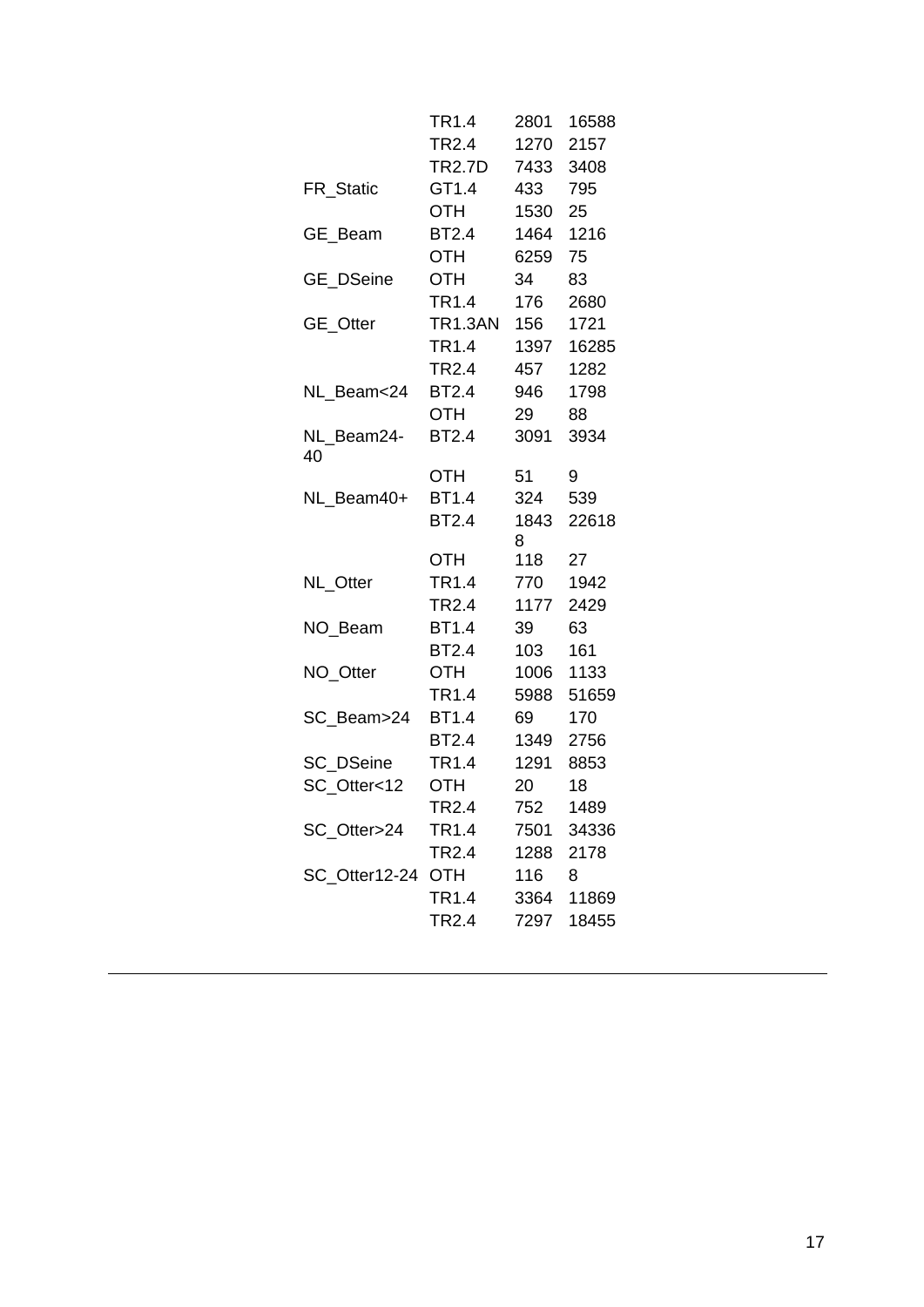|  |  |  |  |
|---|---|---|---|
|  | TR1.4 | 2801 | 16588 |
|  | TR2.4 | 1270 | 2157 |
|  | TR2.7D | 7433 | 3408 |
| FR_Static | GT1.4 | 433 | 795 |
|  | OTH | 1530 | 25 |
| GE_Beam | BT2.4 | 1464 | 1216 |
|  | OTH | 6259 | 75 |
| GE_DSeine | OTH | 34 | 83 |
|  | TR1.4 | 176 | 2680 |
| GE_Otter | TR1.3AN | 156 | 1721 |
|  | TR1.4 | 1397 | 16285 |
|  | TR2.4 | 457 | 1282 |
| NL_Beam<24 | BT2.4 | 946 | 1798 |
|  | OTH | 29 | 88 |
| NL_Beam24-40 | BT2.4 | 3091 | 3934 |
|  | OTH | 51 | 9 |
| NL_Beam40+ | BT1.4 | 324 | 539 |
|  | BT2.4 | 18438 | 22618 |
|  | OTH | 118 | 27 |
| NL_Otter | TR1.4 | 770 | 1942 |
|  | TR2.4 | 1177 | 2429 |
| NO_Beam | BT1.4 | 39 | 63 |
|  | BT2.4 | 103 | 161 |
| NO_Otter | OTH | 1006 | 1133 |
|  | TR1.4 | 5988 | 51659 |
| SC_Beam>24 | BT1.4 | 69 | 170 |
|  | BT2.4 | 1349 | 2756 |
| SC_DSeine | TR1.4 | 1291 | 8853 |
| SC_Otter<12 | OTH | 20 | 18 |
|  | TR2.4 | 752 | 1489 |
| SC_Otter>24 | TR1.4 | 7501 | 34336 |
|  | TR2.4 | 1288 | 2178 |
| SC_Otter12-24 | OTH | 116 | 8 |
|  | TR1.4 | 3364 | 11869 |
|  | TR2.4 | 7297 | 18455 |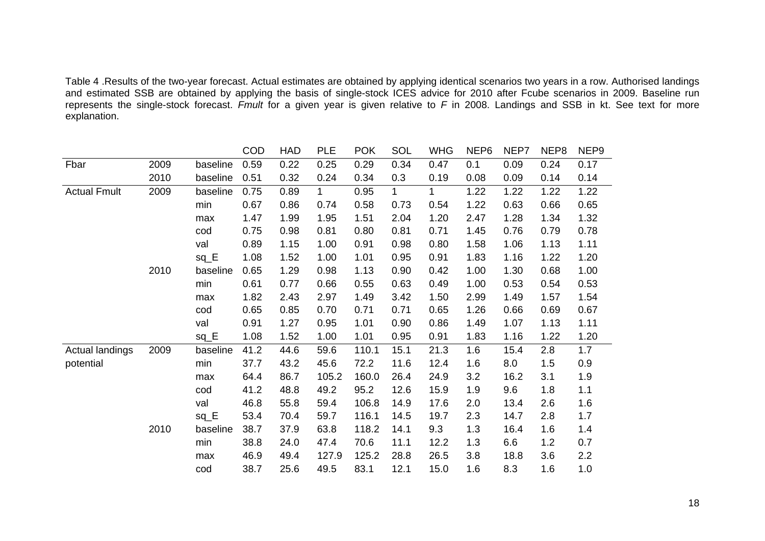Table 4 .Results of the two-year forecast. Actual estimates are obtained by applying identical scenarios two years in a row. Authorised landings and estimated SSB are obtained by applying the basis of single-stock ICES advice for 2010 after Fcube scenarios in 2009. Baseline run represents the single-stock forecast. *Fmult* for a given year is given relative to *F* in 2008. Landings and SSB in kt. See text for more explanation.

| | | | COD | HAD | PLE | POK | SOL | WHG | NEP6 | NEP7 | NEP8 | NEP9 |
|---|---|---|---|---|---|---|---|---|---|---|---|---|
| Fbar | 2009 | baseline | 0.59 | 0.22 | 0.25 | 0.29 | 0.34 | 0.47 | 0.1 | 0.09 | 0.24 | 0.17 |
| | 2010 | baseline | 0.51 | 0.32 | 0.24 | 0.34 | 0.3 | 0.19 | 0.08 | 0.09 | 0.14 | 0.14 |
| Actual Fmult | 2009 | baseline | 0.75 | 0.89 | 1 | 0.95 | 1 | 1 | 1.22 | 1.22 | 1.22 | 1.22 |
| | | min | 0.67 | 0.86 | 0.74 | 0.58 | 0.73 | 0.54 | 1.22 | 0.63 | 0.66 | 0.65 |
| | | max | 1.47 | 1.99 | 1.95 | 1.51 | 2.04 | 1.20 | 2.47 | 1.28 | 1.34 | 1.32 |
| | | cod | 0.75 | 0.98 | 0.81 | 0.80 | 0.81 | 0.71 | 1.45 | 0.76 | 0.79 | 0.78 |
| | | val | 0.89 | 1.15 | 1.00 | 0.91 | 0.98 | 0.80 | 1.58 | 1.06 | 1.13 | 1.11 |
| | | sq_E | 1.08 | 1.52 | 1.00 | 1.01 | 0.95 | 0.91 | 1.83 | 1.16 | 1.22 | 1.20 |
| | 2010 | baseline | 0.65 | 1.29 | 0.98 | 1.13 | 0.90 | 0.42 | 1.00 | 1.30 | 0.68 | 1.00 |
| | | min | 0.61 | 0.77 | 0.66 | 0.55 | 0.63 | 0.49 | 1.00 | 0.53 | 0.54 | 0.53 |
| | | max | 1.82 | 2.43 | 2.97 | 1.49 | 3.42 | 1.50 | 2.99 | 1.49 | 1.57 | 1.54 |
| | | cod | 0.65 | 0.85 | 0.70 | 0.71 | 0.71 | 0.65 | 1.26 | 0.66 | 0.69 | 0.67 |
| | | val | 0.91 | 1.27 | 0.95 | 1.01 | 0.90 | 0.86 | 1.49 | 1.07 | 1.13 | 1.11 |
| | | sq_E | 1.08 | 1.52 | 1.00 | 1.01 | 0.95 | 0.91 | 1.83 | 1.16 | 1.22 | 1.20 |
| Actual landings potential | 2009 | baseline | 41.2 | 44.6 | 59.6 | 110.1 | 15.1 | 21.3 | 1.6 | 15.4 | 2.8 | 1.7 |
| | | min | 37.7 | 43.2 | 45.6 | 72.2 | 11.6 | 12.4 | 1.6 | 8.0 | 1.5 | 0.9 |
| | | max | 64.4 | 86.7 | 105.2 | 160.0 | 26.4 | 24.9 | 3.2 | 16.2 | 3.1 | 1.9 |
| | | cod | 41.2 | 48.8 | 49.2 | 95.2 | 12.6 | 15.9 | 1.9 | 9.6 | 1.8 | 1.1 |
| | | val | 46.8 | 55.8 | 59.4 | 106.8 | 14.9 | 17.6 | 2.0 | 13.4 | 2.6 | 1.6 |
| | | sq_E | 53.4 | 70.4 | 59.7 | 116.1 | 14.5 | 19.7 | 2.3 | 14.7 | 2.8 | 1.7 |
| | 2010 | baseline | 38.7 | 37.9 | 63.8 | 118.2 | 14.1 | 9.3 | 1.3 | 16.4 | 1.6 | 1.4 |
| | | min | 38.8 | 24.0 | 47.4 | 70.6 | 11.1 | 12.2 | 1.3 | 6.6 | 1.2 | 0.7 |
| | | max | 46.9 | 49.4 | 127.9 | 125.2 | 28.8 | 26.5 | 3.8 | 18.8 | 3.6 | 2.2 |
| | | cod | 38.7 | 25.6 | 49.5 | 83.1 | 12.1 | 15.0 | 1.6 | 8.3 | 1.6 | 1.0 |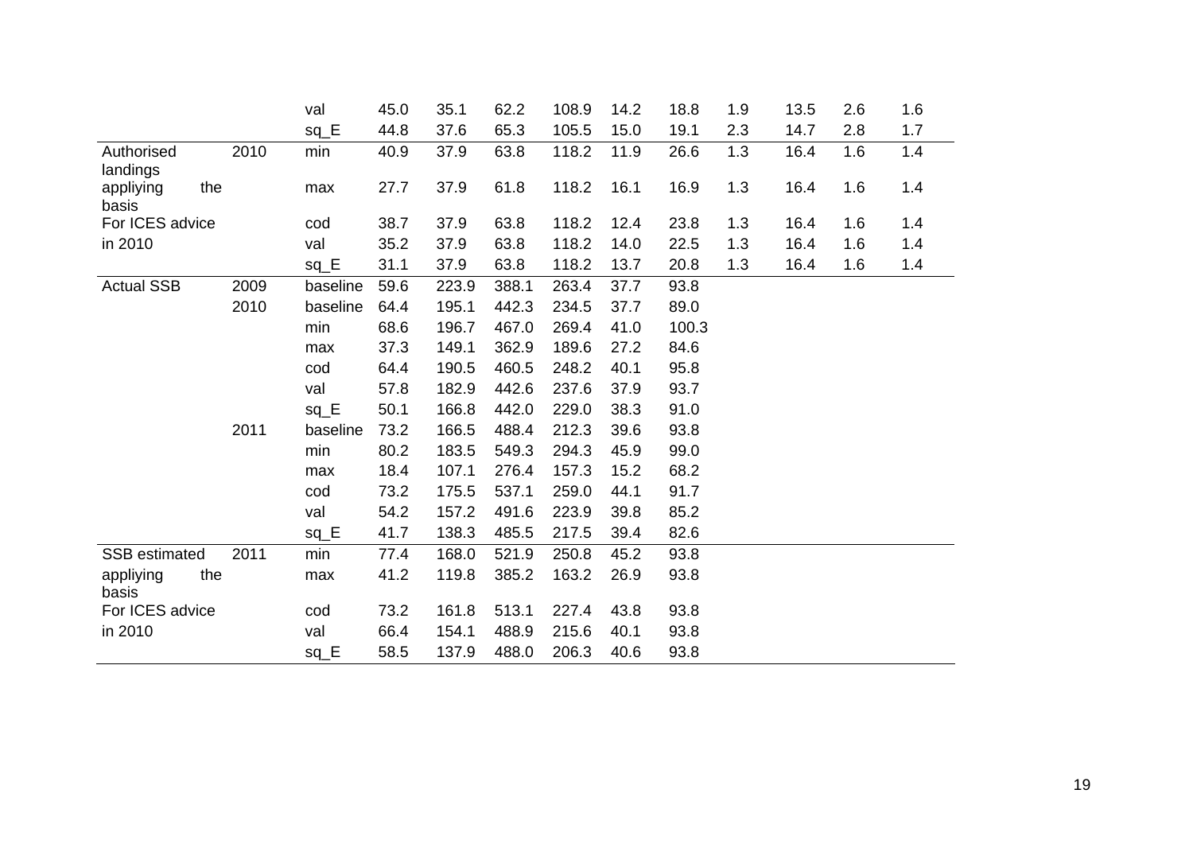| | | | | | | | | | | | | |
|---|---|---|---|---|---|---|---|---|---|---|---|---|
| | | val | 45.0 | 35.1 | 62.2 | 108.9 | 14.2 | 18.8 | 1.9 | 13.5 | 2.6 | 1.6 |
| | | sq_E | 44.8 | 37.6 | 65.3 | 105.5 | 15.0 | 19.1 | 2.3 | 14.7 | 2.8 | 1.7 |
| Authorised landings | 2010 | min | 40.9 | 37.9 | 63.8 | 118.2 | 11.9 | 26.6 | 1.3 | 16.4 | 1.6 | 1.4 |
| appliying the basis | | max | 27.7 | 37.9 | 61.8 | 118.2 | 16.1 | 16.9 | 1.3 | 16.4 | 1.6 | 1.4 |
| For ICES advice | | cod | 38.7 | 37.9 | 63.8 | 118.2 | 12.4 | 23.8 | 1.3 | 16.4 | 1.6 | 1.4 |
| in 2010 | | val | 35.2 | 37.9 | 63.8 | 118.2 | 14.0 | 22.5 | 1.3 | 16.4 | 1.6 | 1.4 |
| | | sq_E | 31.1 | 37.9 | 63.8 | 118.2 | 13.7 | 20.8 | 1.3 | 16.4 | 1.6 | 1.4 |
| Actual SSB | 2009 | baseline | 59.6 | 223.9 | 388.1 | 263.4 | 37.7 | 93.8 | | | | |
| | 2010 | baseline | 64.4 | 195.1 | 442.3 | 234.5 | 37.7 | 89.0 | | | | |
| | | min | 68.6 | 196.7 | 467.0 | 269.4 | 41.0 | 100.3 | | | | |
| | | max | 37.3 | 149.1 | 362.9 | 189.6 | 27.2 | 84.6 | | | | |
| | | cod | 64.4 | 190.5 | 460.5 | 248.2 | 40.1 | 95.8 | | | | |
| | | val | 57.8 | 182.9 | 442.6 | 237.6 | 37.9 | 93.7 | | | | |
| | | sq_E | 50.1 | 166.8 | 442.0 | 229.0 | 38.3 | 91.0 | | | | |
| | 2011 | baseline | 73.2 | 166.5 | 488.4 | 212.3 | 39.6 | 93.8 | | | | |
| | | min | 80.2 | 183.5 | 549.3 | 294.3 | 45.9 | 99.0 | | | | |
| | | max | 18.4 | 107.1 | 276.4 | 157.3 | 15.2 | 68.2 | | | | |
| | | cod | 73.2 | 175.5 | 537.1 | 259.0 | 44.1 | 91.7 | | | | |
| | | val | 54.2 | 157.2 | 491.6 | 223.9 | 39.8 | 85.2 | | | | |
| | | sq_E | 41.7 | 138.3 | 485.5 | 217.5 | 39.4 | 82.6 | | | | |
| SSB estimated | 2011 | min | 77.4 | 168.0 | 521.9 | 250.8 | 45.2 | 93.8 | | | | |
| appliying the basis | | max | 41.2 | 119.8 | 385.2 | 163.2 | 26.9 | 93.8 | | | | |
| For ICES advice | | cod | 73.2 | 161.8 | 513.1 | 227.4 | 43.8 | 93.8 | | | | |
| in 2010 | | val | 66.4 | 154.1 | 488.9 | 215.6 | 40.1 | 93.8 | | | | |
| | | sq_E | 58.5 | 137.9 | 488.0 | 206.3 | 40.6 | 93.8 | | | | |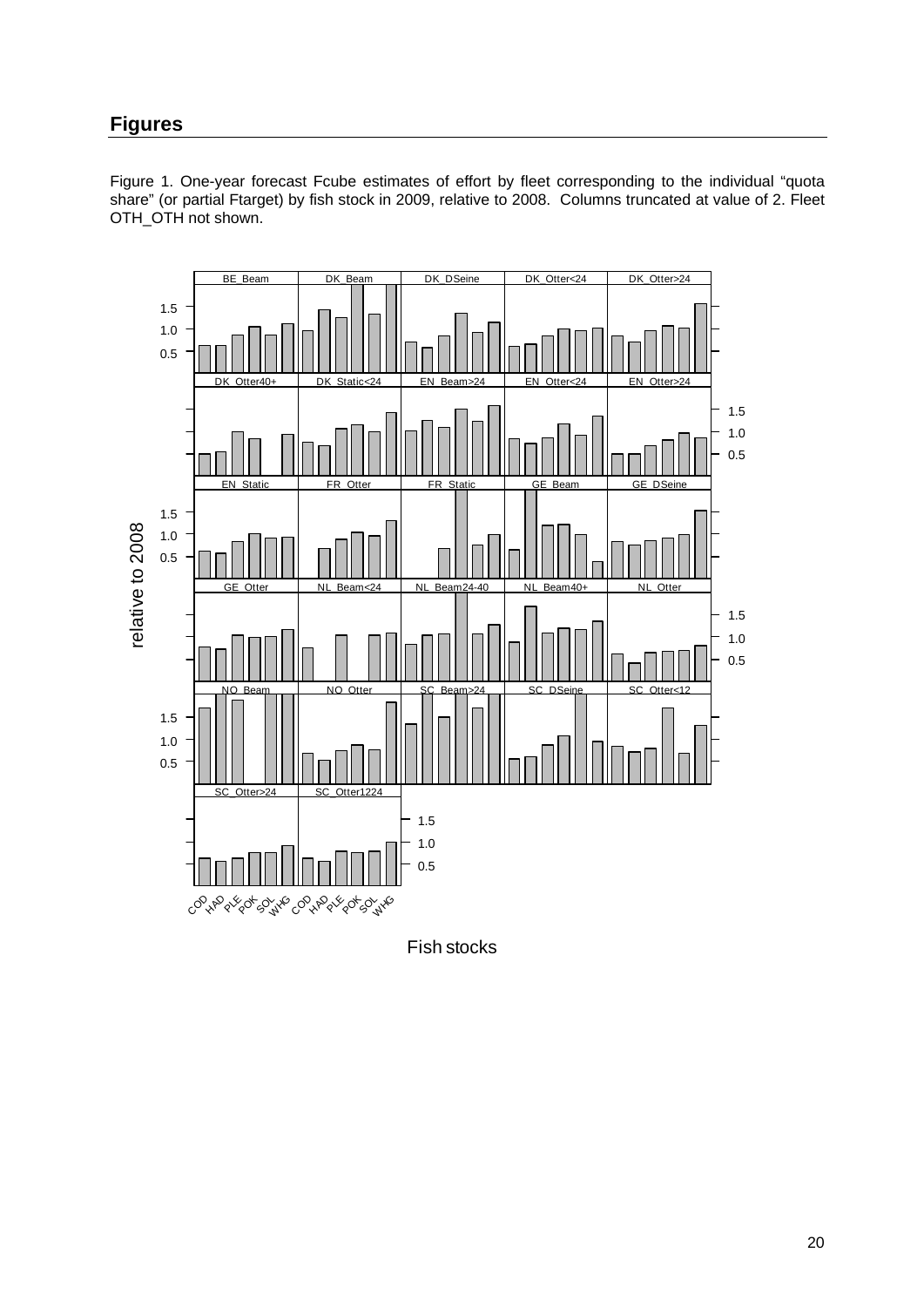## Figures

Figure 1. One-year forecast Fcube estimates of effort by fleet corresponding to the individual "quota share" (or partial Ftarget) by fish stock in 2009, relative to 2008. Columns truncated at value of 2. Fleet OTH_OTH not shown.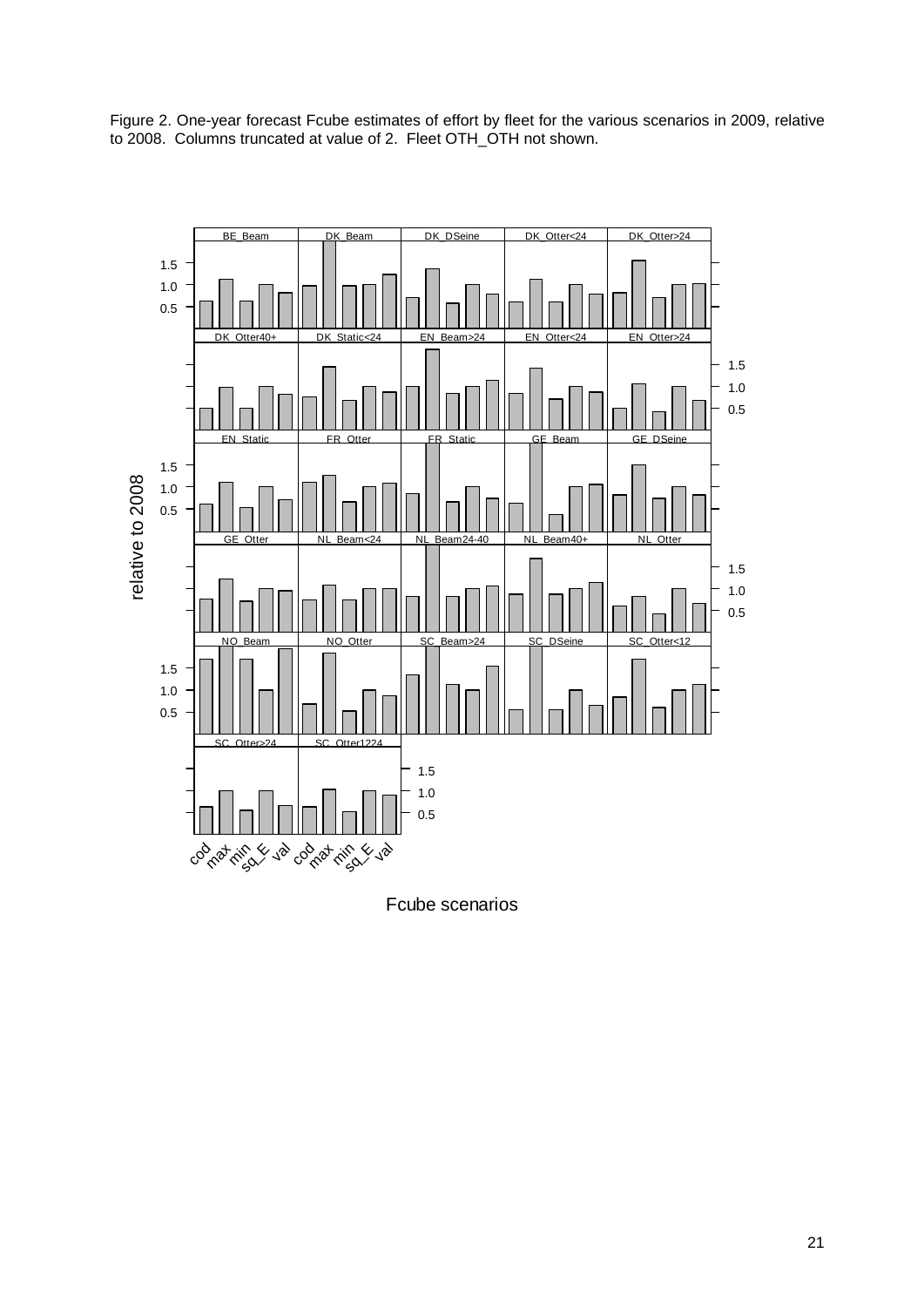Figure 2. One-year forecast Fcube estimates of effort by fleet for the various scenarios in 2009, relative to 2008. Columns truncated at value of 2. Fleet OTH_OTH not shown.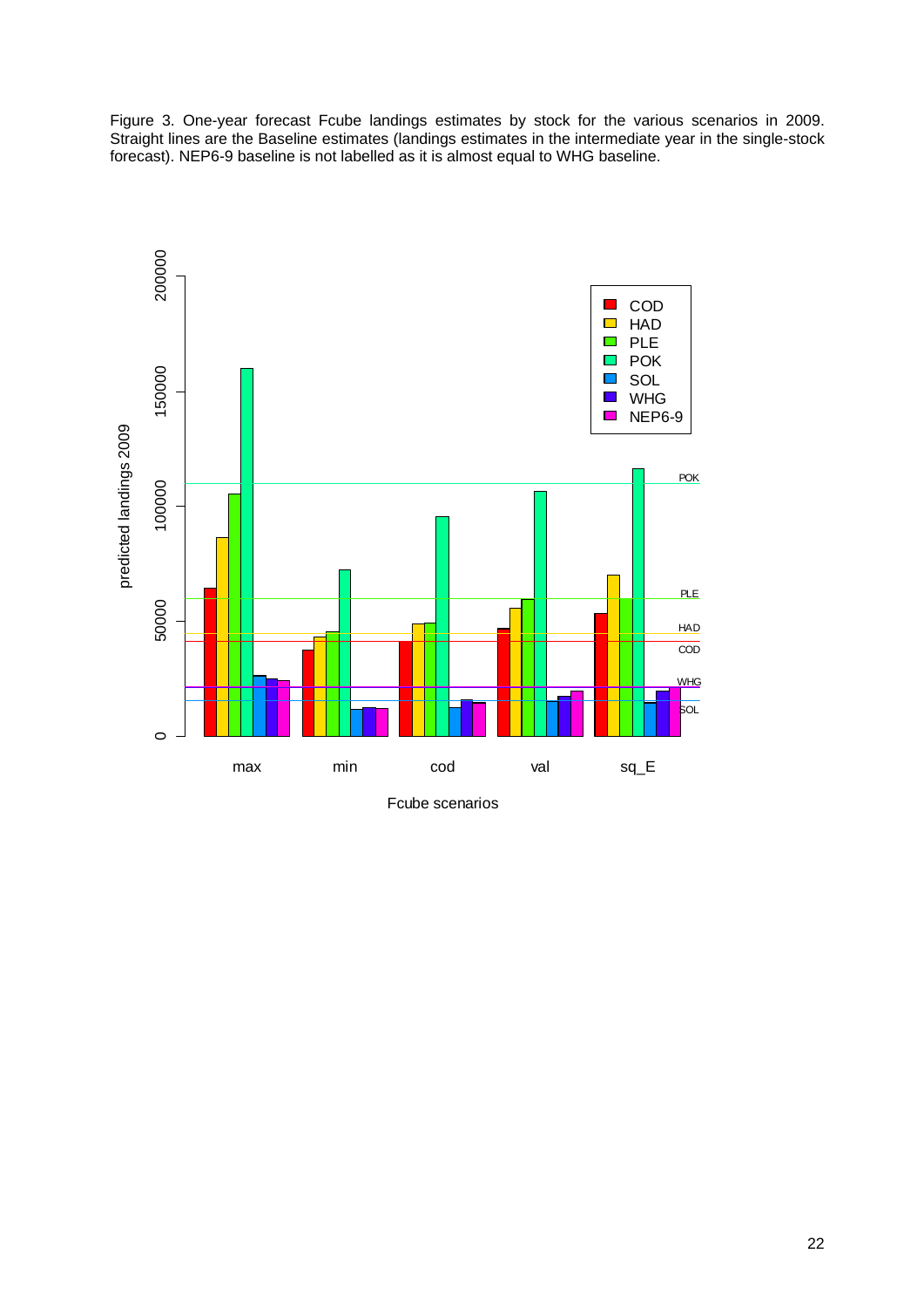Figure 3. One-year forecast Fcube landings estimates by stock for the various scenarios in 2009. Straight lines are the Baseline estimates (landings estimates in the intermediate year in the single-stock forecast). NEP6-9 baseline is not labelled as it is almost equal to WHG baseline.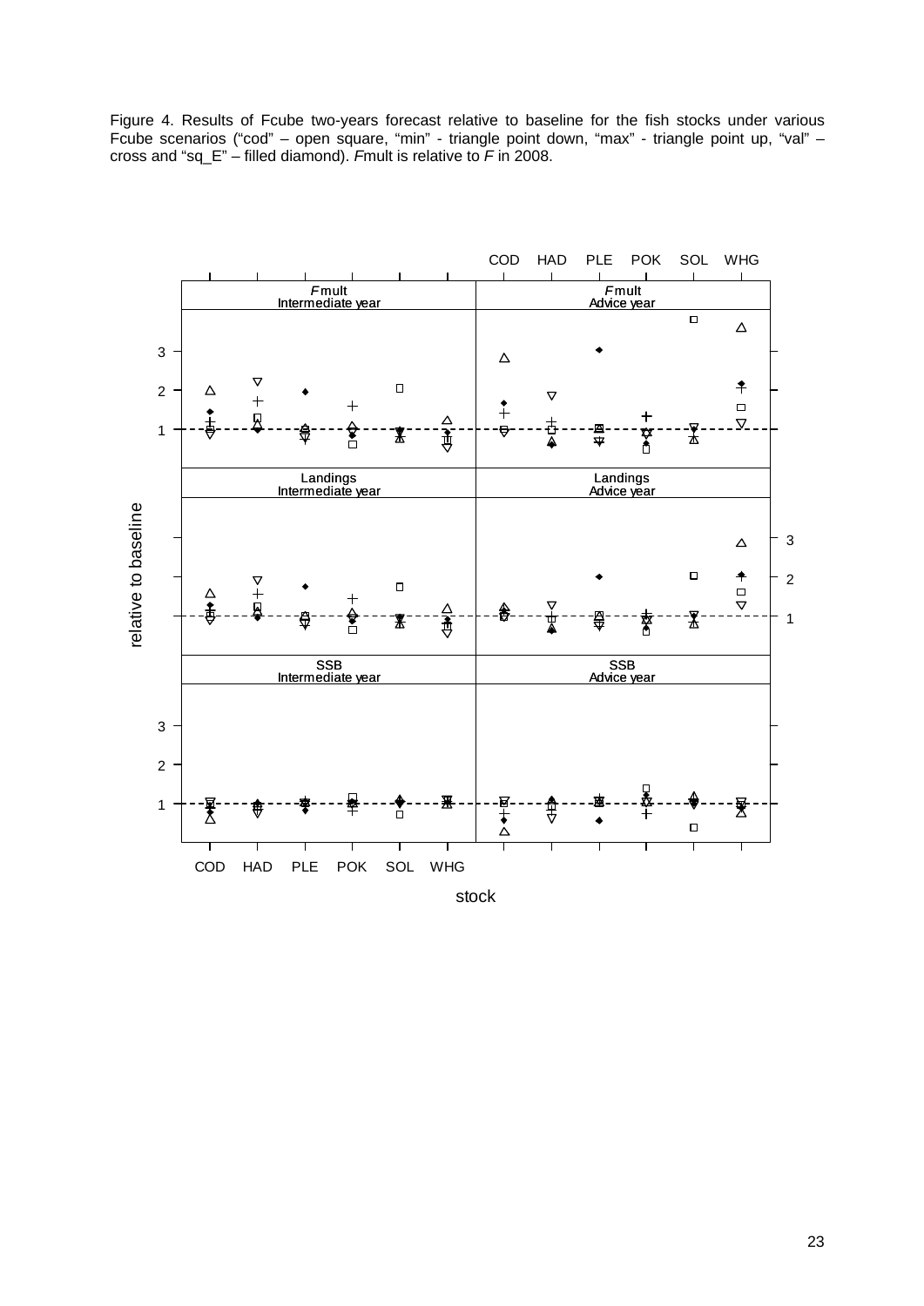Figure 4. Results of Fcube two-years forecast relative to baseline for the fish stocks under various Fcube scenarios (“cod” – open square, “min” - triangle point down, “max” - triangle point up, “val” – cross and “sq_E” – filled diamond). *F*mult is relative to *F* in 2008.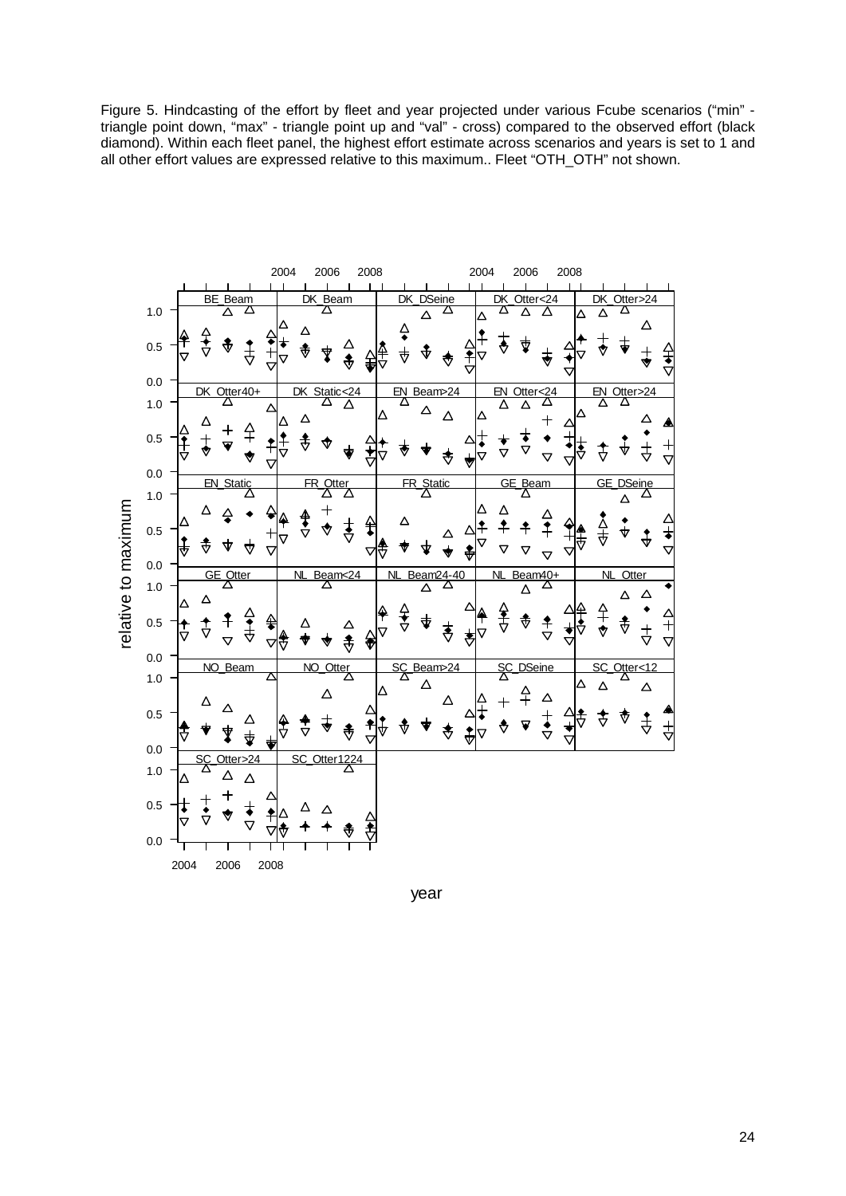Figure 5. Hindcasting of the effort by fleet and year projected under various Fcube scenarios (“min” - triangle point down, “max” - triangle point up and “val” - cross) compared to the observed effort (black diamond). Within each fleet panel, the highest effort estimate across scenarios and years is set to 1 and all other effort values are expressed relative to this maximum.. Fleet “OTH_OTH” not shown.

2004 2006 2008
2004 2006 2008

BE_Beam
DK_Beam
DK_DSeine
DK_Otter<24
DK_Otter>24
DK_Otter40+
DK_Static<24
EN_Beam>24
EN_Otter<24
EN_Otter>24
EN_Static
FR_Otter
FR_Static
GE_Beam
GE_DSeine
GE_Otter
NL_Beam<24
NL_Beam24-40
NL_Beam40+
NL_Otter
NO_Beam
NO_Otter
SC_Beam>24
SC_DSeine
SC_Otter<12
SC_Otter>24
SC_Otter1224

1.0
0.5
0.0

relative to maximum

2004 2006 2008

year